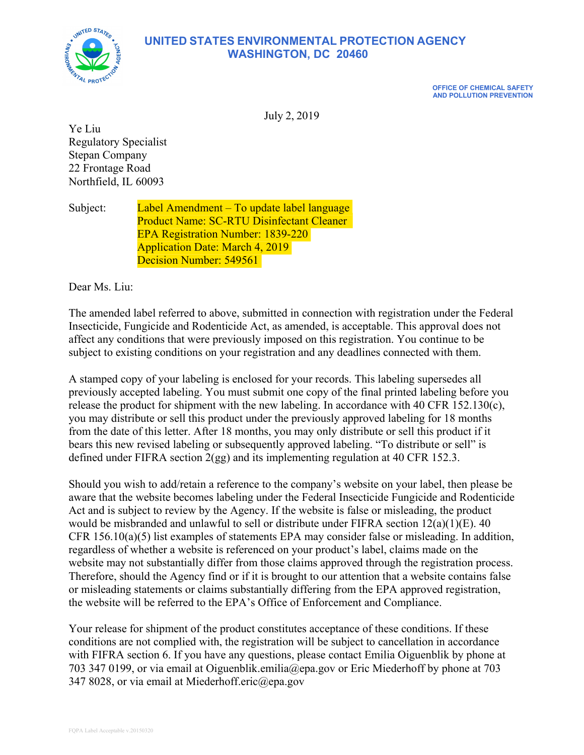# UNITED STATES ENVIRONMENTAL PROTECTION AGENCY
## WASHINGTON, DC 20460

OFFICE OF CHEMICAL SAFETY
AND POLLUTION PREVENTION

July 2, 2019

Ye Liu
Regulatory Specialist
Stepan Company
22 Frontage Road
Northfield, IL 60093

Subject: Label Amendment – To update label language
Product Name: SC-RTU Disinfectant Cleaner
EPA Registration Number: 1839-220
Application Date: March 4, 2019
Decision Number: 549561

Dear Ms. Liu:

The amended label referred to above, submitted in connection with registration under the Federal Insecticide, Fungicide and Rodenticide Act, as amended, is acceptable. This approval does not affect any conditions that were previously imposed on this registration. You continue to be subject to existing conditions on your registration and any deadlines connected with them.

A stamped copy of your labeling is enclosed for your records. This labeling supersedes all previously accepted labeling. You must submit one copy of the final printed labeling before you release the product for shipment with the new labeling. In accordance with 40 CFR 152.130(c), you may distribute or sell this product under the previously approved labeling for 18 months from the date of this letter. After 18 months, you may only distribute or sell this product if it bears this new revised labeling or subsequently approved labeling. "To distribute or sell" is defined under FIFRA section 2(gg) and its implementing regulation at 40 CFR 152.3.

Should you wish to add/retain a reference to the company's website on your label, then please be aware that the website becomes labeling under the Federal Insecticide Fungicide and Rodenticide Act and is subject to review by the Agency. If the website is false or misleading, the product would be misbranded and unlawful to sell or distribute under FIFRA section 12(a)(1)(E). 40 CFR 156.10(a)(5) list examples of statements EPA may consider false or misleading. In addition, regardless of whether a website is referenced on your product's label, claims made on the website may not substantially differ from those claims approved through the registration process. Therefore, should the Agency find or if it is brought to our attention that a website contains false or misleading statements or claims substantially differing from the EPA approved registration, the website will be referred to the EPA's Office of Enforcement and Compliance.

Your release for shipment of the product constitutes acceptance of these conditions. If these conditions are not complied with, the registration will be subject to cancellation in accordance with FIFRA section 6. If you have any questions, please contact Emilia Oiguenblik by phone at 703 347 0199, or via email at Oiguenblik.emilia@epa.gov or Eric Miederhoff by phone at 703 347 8028, or via email at Miederhoff.eric@epa.gov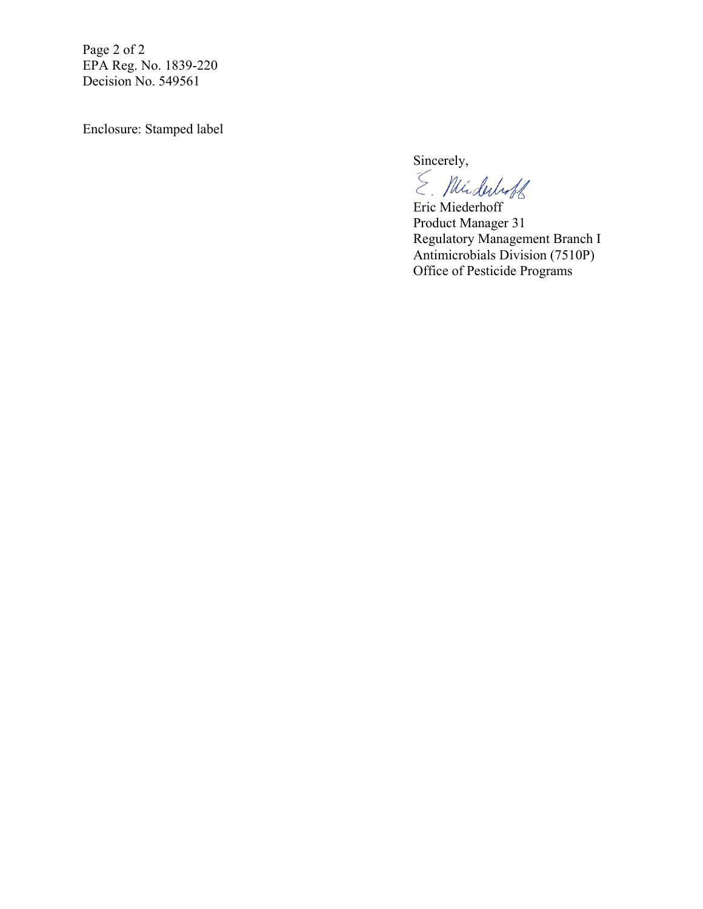EPA Reg. No. 1839-220
Decision No. 549561

Enclosure: Stamped label

Sincerely,

Eric Miederhoff
Product Manager 31
Regulatory Management Branch I
Antimicrobials Division (7510P)
Office of Pesticide Programs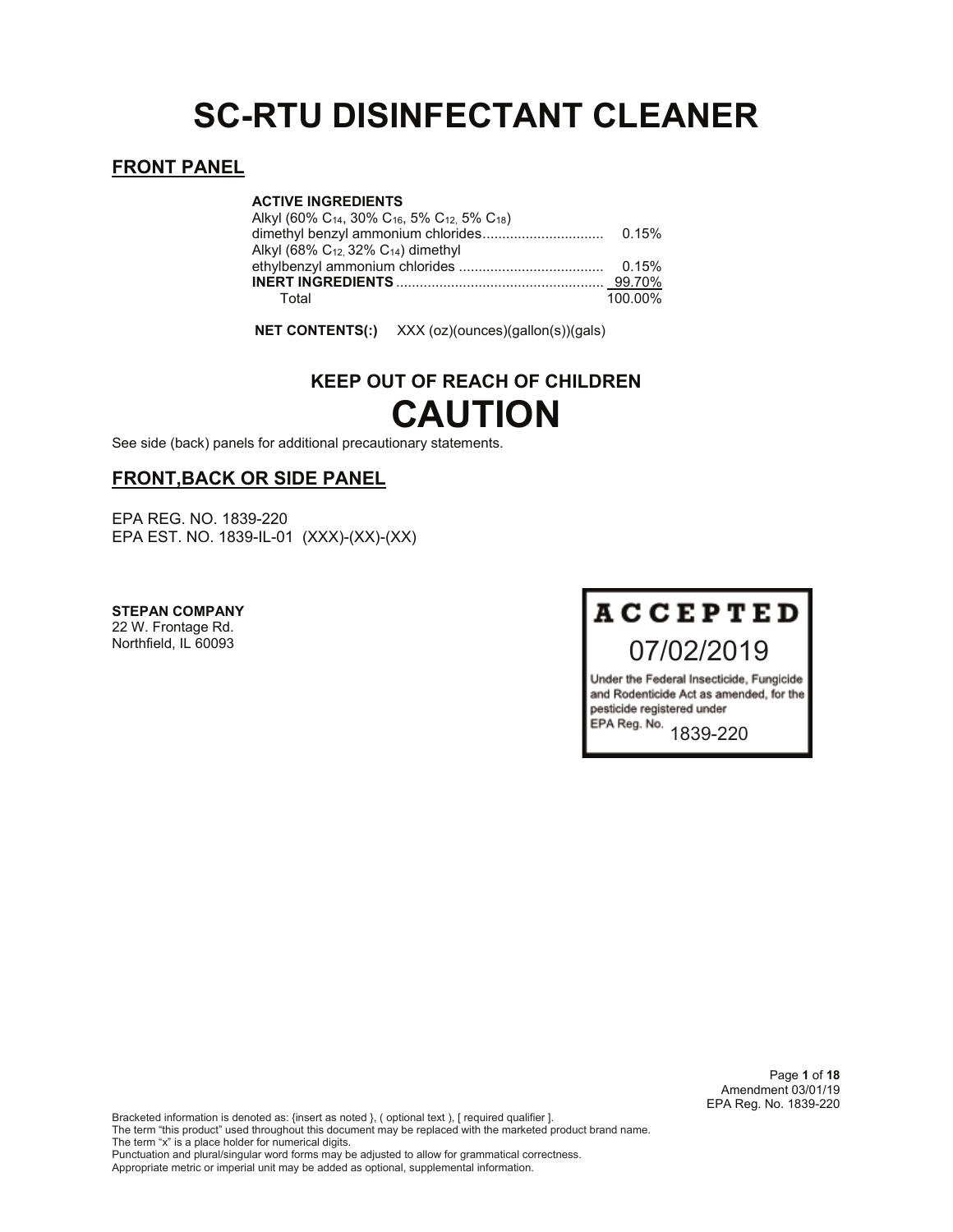# SC-RTU DISINFECTANT CLEANER

## FRONT PANEL

**ACTIVE INGREDIENTS**

| | |
|---|---|
| Alkyl (60% $C_{14}$, 30% $C_{16}$, 5% $C_{12}$, 5% $C_{18}$) dimethyl benzyl ammonium chlorides | 0.15% |
| Alkyl (68% $C_{12}$, 32% $C_{14}$) dimethyl ethylbenzyl ammonium chlorides | 0.15% |
| **INERT INGREDIENTS** | 99.70% |
| Total | 100.00% |

**NET CONTENTS(:)** XXX (oz)(ounces)(gallon(s))(gals)

**KEEP OUT OF REACH OF CHILDREN**

# CAUTION

See side (back) panels for additional precautionary statements.

## FRONT,BACK OR SIDE PANEL

EPA REG. NO. 1839-220
EPA EST. NO. 1839-IL-01 (XXX)-(XX)-(XX)

**STEPAN COMPANY**
22 W. Frontage Rd.
Northfield, IL 60093

**ACCEPTED**
07/02/2019
Under the Federal Insecticide, Fungicide and Rodenticide Act as amended, for the pesticide registered under EPA Reg. No. 1839-220

Amendment 03/01/19

Bracketed information is denoted as: {insert as noted }, ( optional text ), [ required qualifier ].
The term "this product" used throughout this document may be replaced with the marketed product brand name.
The term "x" is a place holder for numerical digits.
Punctuation and plural/singular word forms may be adjusted to allow for grammatical correctness.
Appropriate metric or imperial unit may be added as optional, supplemental information.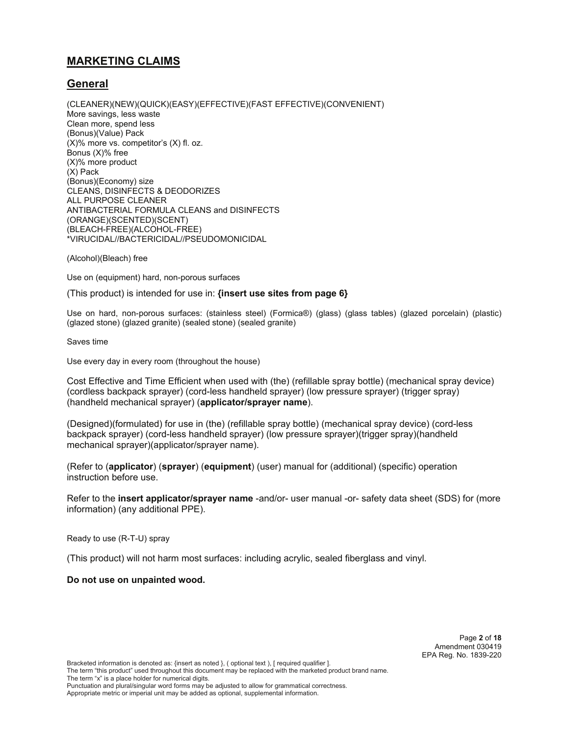# MARKETING CLAIMS

## General

(CLEANER)(NEW)(QUICK)(EASY)(EFFECTIVE)(FAST EFFECTIVE)(CONVENIENT)
More savings, less waste
Clean more, spend less
(Bonus)(Value) Pack
(X)% more vs. competitor's (X) fl. oz.
Bonus (X)% free
(X)% more product
(X) Pack
(Bonus)(Economy) size
CLEANS, DISINFECTS & DEODORIZES
ALL PURPOSE CLEANER
ANTIBACTERIAL FORMULA CLEANS and DISINFECTS
(ORANGE)(SCENTED)(SCENT)
(BLEACH-FREE)(ALCOHOL-FREE)
*VIRUCIDAL//BACTERICIDAL//PSEUDOMONICIDAL

(Alcohol)(Bleach) free

Use on (equipment) hard, non-porous surfaces

(This product) is intended for use in: **{insert use sites from page 6}**

Use on hard, non-porous surfaces: (stainless steel) (Formica®) (glass) (glass tables) (glazed porcelain) (plastic) (glazed stone) (glazed granite) (sealed stone) (sealed granite)

Saves time

Use every day in every room (throughout the house)

Cost Effective and Time Efficient when used with (the) (refillable spray bottle) (mechanical spray device) (cordless backpack sprayer) (cord-less handheld sprayer) (low pressure sprayer) (trigger spray) (handheld mechanical sprayer) (**applicator/sprayer name**).

(Designed)(formulated) for use in (the) (refillable spray bottle) (mechanical spray device) (cord-less backpack sprayer) (cord-less handheld sprayer) (low pressure sprayer)(trigger spray)(handheld mechanical sprayer)(applicator/sprayer name).

(Refer to (**applicator**) (**sprayer**) (**equipment**) (user) manual for (additional) (specific) operation instruction before use.

Refer to the **insert applicator/sprayer name** -and/or- user manual -or- safety data sheet (SDS) for (more information) (any additional PPE).

Ready to use (R-T-U) spray

(This product) will not harm most surfaces: including acrylic, sealed fiberglass and vinyl.

**Do not use on unpainted wood.**

Bracketed information is denoted as: {insert as noted }, ( optional text ), [ required qualifier ].
The term "this product" used throughout this document may be replaced with the marketed product brand name.
The term "x" is a place holder for numerical digits.
Punctuation and plural/singular word forms may be adjusted to allow for grammatical correctness.
Appropriate metric or imperial unit may be added as optional, supplemental information.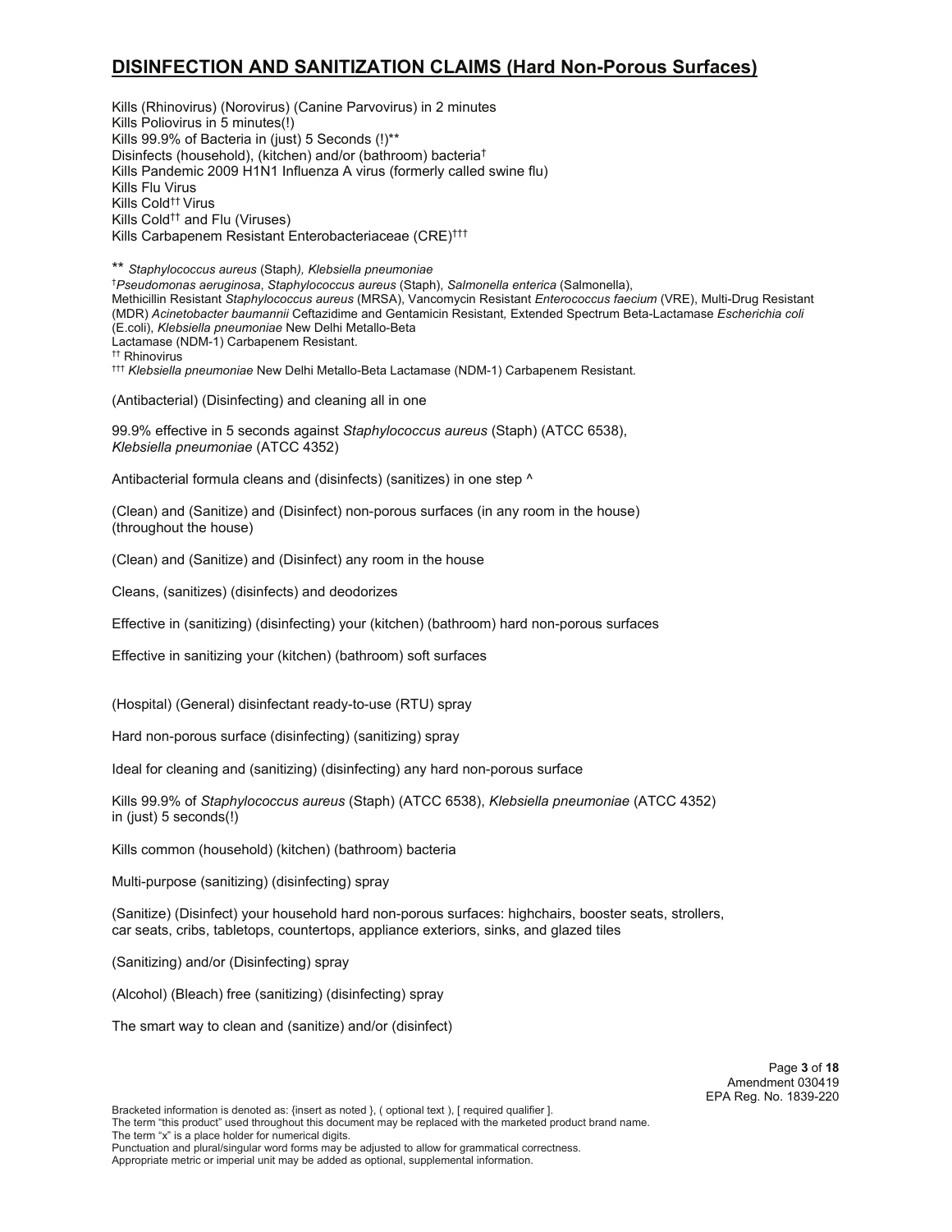# DISINFECTION AND SANITIZATION CLAIMS (Hard Non-Porous Surfaces)

Kills (Rhinovirus) (Norovirus) (Canine Parvovirus) in 2 minutes
Kills Poliovirus in 5 minutes(!)
Kills 99.9% of Bacteria in (just) 5 Seconds (!)**
Disinfects (household), (kitchen) and/or (bathroom) bacteria†
Kills Pandemic 2009 H1N1 Influenza A virus (formerly called swine flu)
Kills Flu Virus
Kills Cold†† Virus
Kills Cold†† and Flu (Viruses)
Kills Carbapenem Resistant Enterobacteriaceae (CRE)†††

** *Staphylococcus aureus* (Staph), *Klebsiella pneumoniae*
†*Pseudomonas aeruginosa*, *Staphylococcus aureus* (Staph), *Salmonella enterica* (Salmonella), Methicillin Resistant *Staphylococcus aureus* (MRSA), Vancomycin Resistant *Enterococcus faecium* (VRE), Multi-Drug Resistant (MDR) *Acinetobacter baumannii* Ceftazidime and Gentamicin Resistant, Extended Spectrum Beta-Lactamase *Escherichia coli* (E.coli), *Klebsiella pneumoniae* New Delhi Metallo-Beta Lactamase (NDM-1) Carbapenem Resistant.
†† Rhinovirus
††† *Klebsiella pneumoniae* New Delhi Metallo-Beta Lactamase (NDM-1) Carbapenem Resistant.

(Antibacterial) (Disinfecting) and cleaning all in one

99.9% effective in 5 seconds against *Staphylococcus aureus* (Staph) (ATCC 6538), *Klebsiella pneumoniae* (ATCC 4352)

Antibacterial formula cleans and (disinfects) (sanitizes) in one step ^

(Clean) and (Sanitize) and (Disinfect) non-porous surfaces (in any room in the house) (throughout the house)

(Clean) and (Sanitize) and (Disinfect) any room in the house

Cleans, (sanitizes) (disinfects) and deodorizes

Effective in (sanitizing) (disinfecting) your (kitchen) (bathroom) hard non-porous surfaces

Effective in sanitizing your (kitchen) (bathroom) soft surfaces

(Hospital) (General) disinfectant ready-to-use (RTU) spray

Hard non-porous surface (disinfecting) (sanitizing) spray

Ideal for cleaning and (sanitizing) (disinfecting) any hard non-porous surface

Kills 99.9% of *Staphylococcus aureus* (Staph) (ATCC 6538), *Klebsiella pneumoniae* (ATCC 4352) in (just) 5 seconds(!)

Kills common (household) (kitchen) (bathroom) bacteria

Multi-purpose (sanitizing) (disinfecting) spray

(Sanitize) (Disinfect) your household hard non-porous surfaces: highchairs, booster seats, strollers, car seats, cribs, tabletops, countertops, appliance exteriors, sinks, and glazed tiles

(Sanitizing) and/or (Disinfecting) spray

(Alcohol) (Bleach) free (sanitizing) (disinfecting) spray

The smart way to clean and (sanitize) and/or (disinfect)

Amendment 030419
EPA Reg. No. 1839-220

Bracketed information is denoted as: {insert as noted }, ( optional text ), [ required qualifier ].
The term "this product" used throughout this document may be replaced with the marketed product brand name.
The term "x" is a place holder for numerical digits.
Punctuation and plural/singular word forms may be adjusted to allow for grammatical correctness.
Appropriate metric or imperial unit may be added as optional, supplemental information.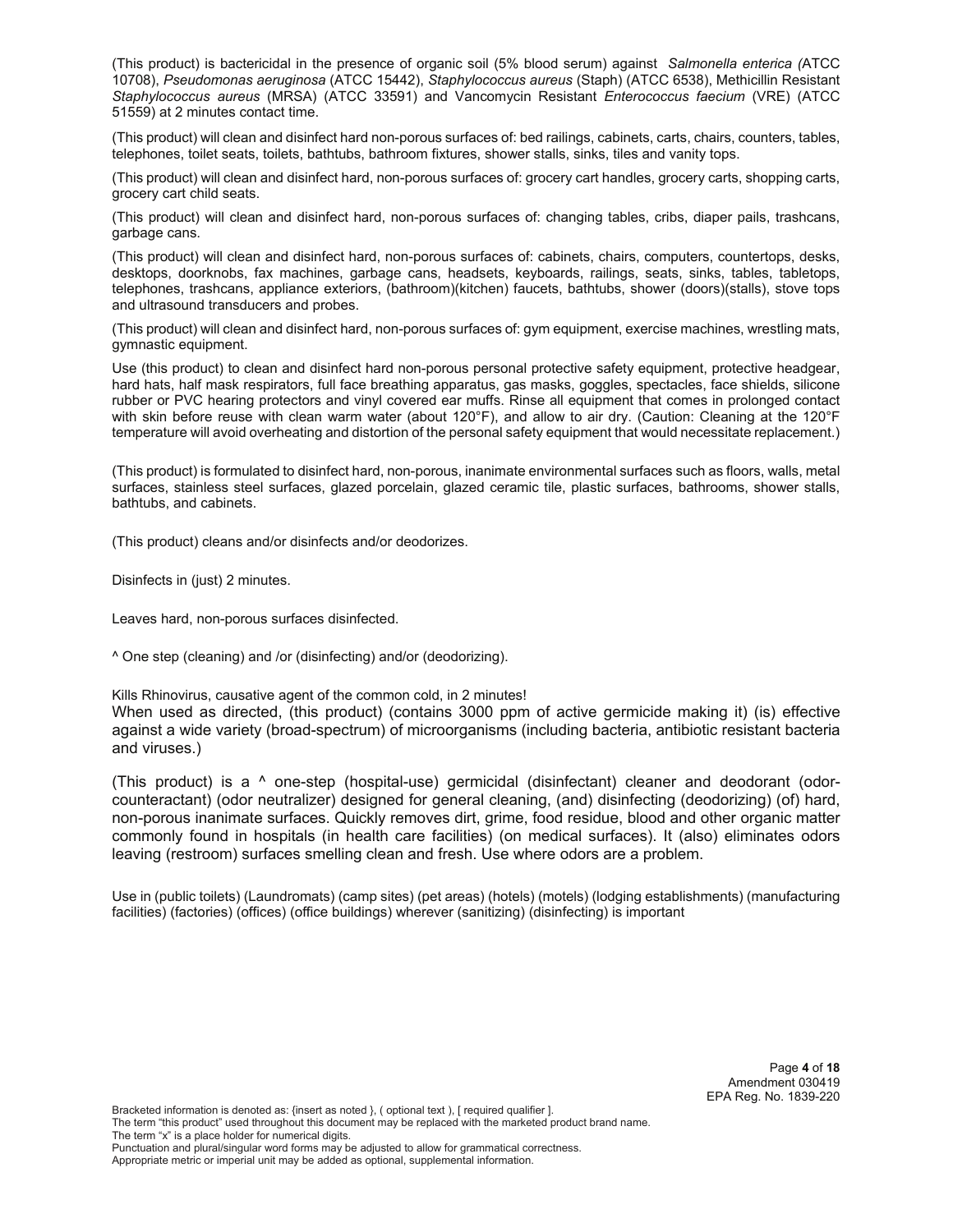(This product) is bactericidal in the presence of organic soil (5% blood serum) against *Salmonella enterica (*ATCC 10708), *Pseudomonas aeruginosa* (ATCC 15442), *Staphylococcus aureus* (Staph) (ATCC 6538), Methicillin Resistant *Staphylococcus aureus* (MRSA) (ATCC 33591) and Vancomycin Resistant *Enterococcus faecium* (VRE) (ATCC 51559) at 2 minutes contact time.

(This product) will clean and disinfect hard non-porous surfaces of: bed railings, cabinets, carts, chairs, counters, tables, telephones, toilet seats, toilets, bathtubs, bathroom fixtures, shower stalls, sinks, tiles and vanity tops.

(This product) will clean and disinfect hard, non-porous surfaces of: grocery cart handles, grocery carts, shopping carts, grocery cart child seats.

(This product) will clean and disinfect hard, non-porous surfaces of: changing tables, cribs, diaper pails, trashcans, garbage cans.

(This product) will clean and disinfect hard, non-porous surfaces of: cabinets, chairs, computers, countertops, desks, desktops, doorknobs, fax machines, garbage cans, headsets, keyboards, railings, seats, sinks, tables, tabletops, telephones, trashcans, appliance exteriors, (bathroom)(kitchen) faucets, bathtubs, shower (doors)(stalls), stove tops and ultrasound transducers and probes.

(This product) will clean and disinfect hard, non-porous surfaces of: gym equipment, exercise machines, wrestling mats, gymnastic equipment.

Use (this product) to clean and disinfect hard non-porous personal protective safety equipment, protective headgear, hard hats, half mask respirators, full face breathing apparatus, gas masks, goggles, spectacles, face shields, silicone rubber or PVC hearing protectors and vinyl covered ear muffs. Rinse all equipment that comes in prolonged contact with skin before reuse with clean warm water (about 120°F), and allow to air dry. (Caution: Cleaning at the 120°F temperature will avoid overheating and distortion of the personal safety equipment that would necessitate replacement.)

(This product) is formulated to disinfect hard, non-porous, inanimate environmental surfaces such as floors, walls, metal surfaces, stainless steel surfaces, glazed porcelain, glazed ceramic tile, plastic surfaces, bathrooms, shower stalls, bathtubs, and cabinets.

(This product) cleans and/or disinfects and/or deodorizes.

Disinfects in (just) 2 minutes.

Leaves hard, non-porous surfaces disinfected.

^ One step (cleaning) and /or (disinfecting) and/or (deodorizing).

Kills Rhinovirus, causative agent of the common cold, in 2 minutes!

When used as directed, (this product) (contains 3000 ppm of active germicide making it) (is) effective against a wide variety (broad-spectrum) of microorganisms (including bacteria, antibiotic resistant bacteria and viruses.)

(This product) is a ^ one-step (hospital-use) germicidal (disinfectant) cleaner and deodorant (odor-counteractant) (odor neutralizer) designed for general cleaning, (and) disinfecting (deodorizing) (of) hard, non-porous inanimate surfaces. Quickly removes dirt, grime, food residue, blood and other organic matter commonly found in hospitals (in health care facilities) (on medical surfaces). It (also) eliminates odors leaving (restroom) surfaces smelling clean and fresh. Use where odors are a problem.

Use in (public toilets) (Laundromats) (camp sites) (pet areas) (hotels) (motels) (lodging establishments) (manufacturing facilities) (factories) (offices) (office buildings) wherever (sanitizing) (disinfecting) is important

Amendment 030419
EPA Reg. No. 1839-220

Bracketed information is denoted as: {insert as noted }, ( optional text ), [ required qualifier ].
The term "this product" used throughout this document may be replaced with the marketed product brand name.
The term "x" is a place holder for numerical digits.
Punctuation and plural/singular word forms may be adjusted to allow for grammatical correctness.
Appropriate metric or imperial unit may be added as optional, supplemental information.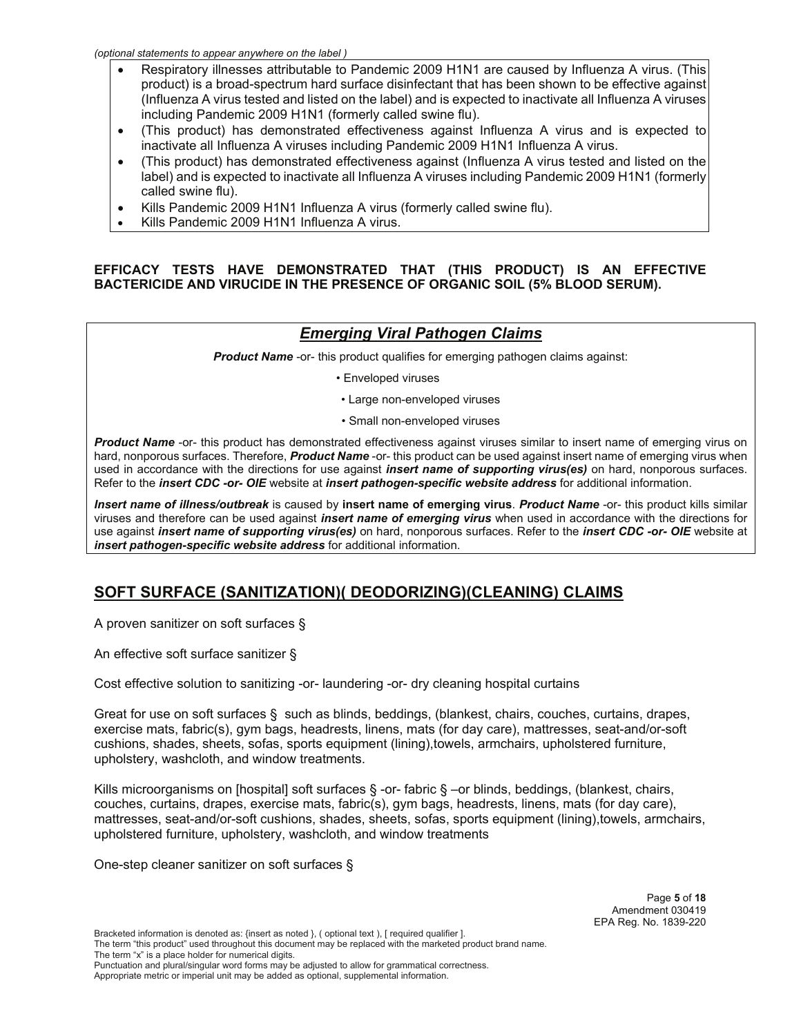*(optional statements to appear anywhere on the label )*

- Respiratory illnesses attributable to Pandemic 2009 H1N1 are caused by Influenza A virus. (This product) is a broad-spectrum hard surface disinfectant that has been shown to be effective against (Influenza A virus tested and listed on the label) and is expected to inactivate all Influenza A viruses including Pandemic 2009 H1N1 (formerly called swine flu).
- (This product) has demonstrated effectiveness against Influenza A virus and is expected to inactivate all Influenza A viruses including Pandemic 2009 H1N1 Influenza A virus.
- (This product) has demonstrated effectiveness against (Influenza A virus tested and listed on the label) and is expected to inactivate all Influenza A viruses including Pandemic 2009 H1N1 (formerly called swine flu).
- Kills Pandemic 2009 H1N1 Influenza A virus (formerly called swine flu).
- Kills Pandemic 2009 H1N1 Influenza A virus.

**EFFICACY TESTS HAVE DEMONSTRATED THAT (THIS PRODUCT) IS AN EFFECTIVE BACTERICIDE AND VIRUCIDE IN THE PRESENCE OF ORGANIC SOIL (5% BLOOD SERUM).**

### ***Emerging Viral Pathogen Claims***

***Product Name*** -or- this product qualifies for emerging pathogen claims against:

- Enveloped viruses
- Large non-enveloped viruses
- Small non-enveloped viruses

***Product Name*** -or- this product has demonstrated effectiveness against viruses similar to insert name of emerging virus on hard, nonporous surfaces. Therefore, ***Product Name*** -or- this product can be used against insert name of emerging virus when used in accordance with the directions for use against ***insert name of supporting virus(es)*** on hard, nonporous surfaces. Refer to the ***insert CDC -or- OIE*** website at ***insert pathogen-specific website address*** for additional information.

***Insert name of illness/outbreak*** is caused by **insert name of emerging virus**. ***Product Name*** -or- this product kills similar viruses and therefore can be used against ***insert name of emerging virus*** when used in accordance with the directions for use against ***insert name of supporting virus(es)*** on hard, nonporous surfaces. Refer to the ***insert CDC -or- OIE*** website at ***insert pathogen-specific website address*** for additional information.

## SOFT SURFACE (SANITIZATION)( DEODORIZING)(CLEANING) CLAIMS

A proven sanitizer on soft surfaces §

An effective soft surface sanitizer §

Cost effective solution to sanitizing -or- laundering -or- dry cleaning hospital curtains

Great for use on soft surfaces § such as blinds, beddings, (blankest, chairs, couches, curtains, drapes, exercise mats, fabric(s), gym bags, headrests, linens, mats (for day care), mattresses, seat-and/or-soft cushions, shades, sheets, sofas, sports equipment (lining),towels, armchairs, upholstered furniture, upholstery, washcloth, and window treatments.

Kills microorganisms on [hospital] soft surfaces § -or- fabric § –or blinds, beddings, (blankest, chairs, couches, curtains, drapes, exercise mats, fabric(s), gym bags, headrests, linens, mats (for day care), mattresses, seat-and/or-soft cushions, shades, sheets, sofas, sports equipment (lining),towels, armchairs, upholstered furniture, upholstery, washcloth, and window treatments

One-step cleaner sanitizer on soft surfaces §

Amendment 030419
EPA Reg. No. 1839-220

Bracketed information is denoted as: {insert as noted }, ( optional text ), [ required qualifier ].
The term "this product" used throughout this document may be replaced with the marketed product brand name.
The term "x" is a place holder for numerical digits.
Punctuation and plural/singular word forms may be adjusted to allow for grammatical correctness.
Appropriate metric or imperial unit may be added as optional, supplemental information.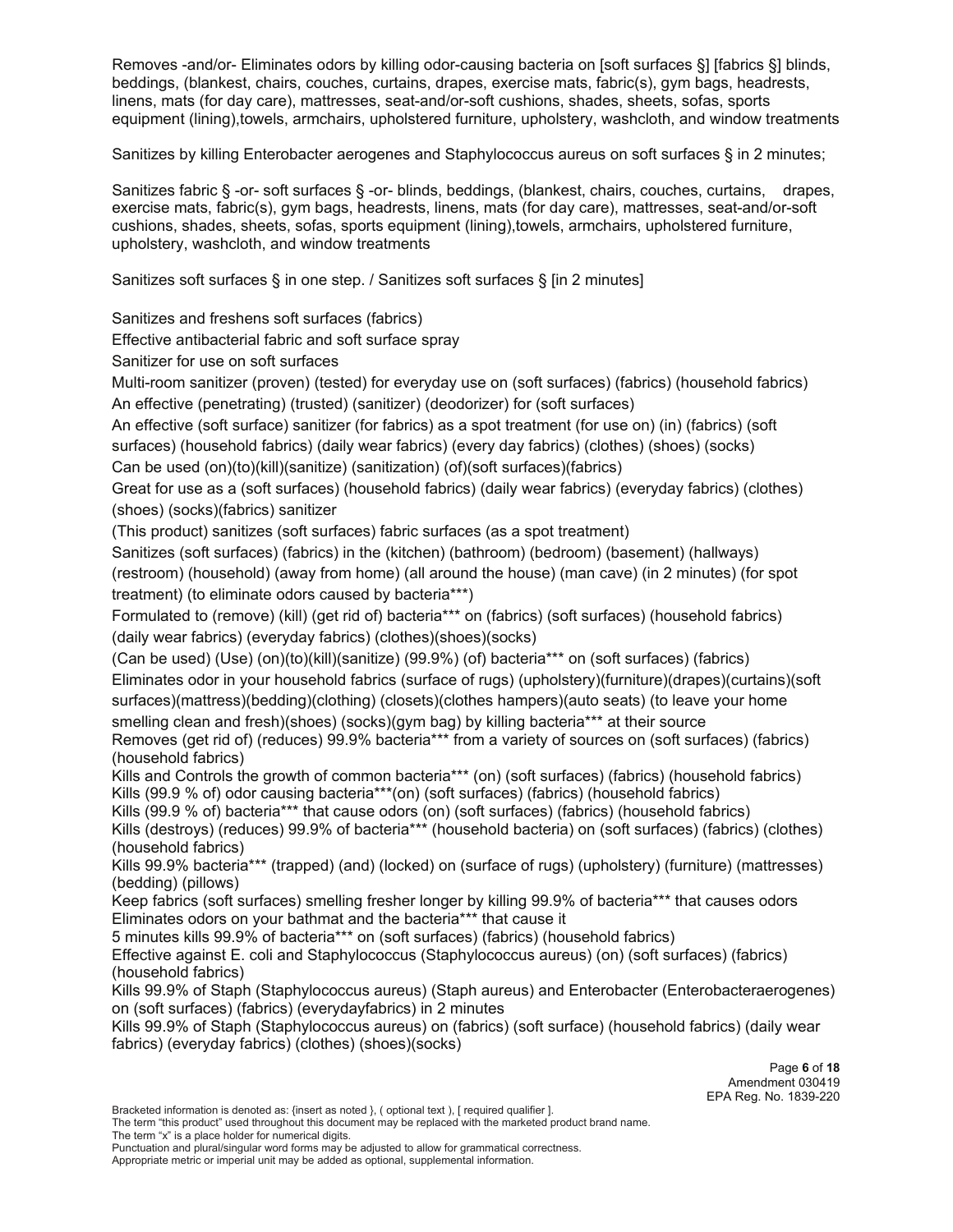Removes -and/or- Eliminates odors by killing odor-causing bacteria on [soft surfaces §] [fabrics §] blinds, beddings, (blankest, chairs, couches, curtains, drapes, exercise mats, fabric(s), gym bags, headrests, linens, mats (for day care), mattresses, seat-and/or-soft cushions, shades, sheets, sofas, sports equipment (lining),towels, armchairs, upholstered furniture, upholstery, washcloth, and window treatments

Sanitizes by killing Enterobacter aerogenes and Staphylococcus aureus on soft surfaces § in 2 minutes;

Sanitizes fabric § -or- soft surfaces § -or- blinds, beddings, (blankest, chairs, couches, curtains, drapes, exercise mats, fabric(s), gym bags, headrests, linens, mats (for day care), mattresses, seat-and/or-soft cushions, shades, sheets, sofas, sports equipment (lining),towels, armchairs, upholstered furniture, upholstery, washcloth, and window treatments

Sanitizes soft surfaces § in one step. / Sanitizes soft surfaces § [in 2 minutes]

Sanitizes and freshens soft surfaces (fabrics)

Effective antibacterial fabric and soft surface spray

Sanitizer for use on soft surfaces

Multi-room sanitizer (proven) (tested) for everyday use on (soft surfaces) (fabrics) (household fabrics)

An effective (penetrating) (trusted) (sanitizer) (deodorizer) for (soft surfaces)

An effective (soft surface) sanitizer (for fabrics) as a spot treatment (for use on) (in) (fabrics) (soft surfaces) (household fabrics) (daily wear fabrics) (every day fabrics) (clothes) (shoes) (socks)

Can be used (on)(to)(kill)(sanitize) (sanitization) (of)(soft surfaces)(fabrics)

Great for use as a (soft surfaces) (household fabrics) (daily wear fabrics) (everyday fabrics) (clothes) (shoes) (socks)(fabrics) sanitizer

(This product) sanitizes (soft surfaces) fabric surfaces (as a spot treatment)

Sanitizes (soft surfaces) (fabrics) in the (kitchen) (bathroom) (bedroom) (basement) (hallways) (restroom) (household) (away from home) (all around the house) (man cave) (in 2 minutes) (for spot treatment) (to eliminate odors caused by bacteria***)

Formulated to (remove) (kill) (get rid of) bacteria*** on (fabrics) (soft surfaces) (household fabrics) (daily wear fabrics) (everyday fabrics) (clothes)(shoes)(socks)

(Can be used) (Use) (on)(to)(kill)(sanitize) (99.9%) (of) bacteria*** on (soft surfaces) (fabrics)

Eliminates odor in your household fabrics (surface of rugs) (upholstery)(furniture)(drapes)(curtains)(soft surfaces)(mattress)(bedding)(clothing) (closets)(clothes hampers)(auto seats) (to leave your home smelling clean and fresh)(shoes) (socks)(gym bag) by killing bacteria*** at their source

Removes (get rid of) (reduces) 99.9% bacteria*** from a variety of sources on (soft surfaces) (fabrics) (household fabrics)

Kills and Controls the growth of common bacteria*** (on) (soft surfaces) (fabrics) (household fabrics)

Kills (99.9 % of) odor causing bacteria***(on) (soft surfaces) (fabrics) (household fabrics)

Kills (99.9 % of) bacteria*** that cause odors (on) (soft surfaces) (fabrics) (household fabrics)

Kills (destroys) (reduces) 99.9% of bacteria*** (household bacteria) on (soft surfaces) (fabrics) (clothes) (household fabrics)

Kills 99.9% bacteria*** (trapped) (and) (locked) on (surface of rugs) (upholstery) (furniture) (mattresses) (bedding) (pillows)

Keep fabrics (soft surfaces) smelling fresher longer by killing 99.9% of bacteria*** that causes odors

Eliminates odors on your bathmat and the bacteria*** that cause it

5 minutes kills 99.9% of bacteria*** on (soft surfaces) (fabrics) (household fabrics)

Effective against E. coli and Staphylococcus (Staphylococcus aureus) (on) (soft surfaces) (fabrics) (household fabrics)

Kills 99.9% of Staph (Staphylococcus aureus) (Staph aureus) and Enterobacter (Enterobacteraerogenes) on (soft surfaces) (fabrics) (everydayfabrics) in 2 minutes

Kills 99.9% of Staph (Staphylococcus aureus) on (fabrics) (soft surface) (household fabrics) (daily wear fabrics) (everyday fabrics) (clothes) (shoes)(socks)

Amendment 030419
EPA Reg. No. 1839-220

Bracketed information is denoted as: {insert as noted }, ( optional text ), [ required qualifier ].
The term "this product" used throughout this document may be replaced with the marketed product brand name.
The term "x" is a place holder for numerical digits.
Punctuation and plural/singular word forms may be adjusted to allow for grammatical correctness.
Appropriate metric or imperial unit may be added as optional, supplemental information.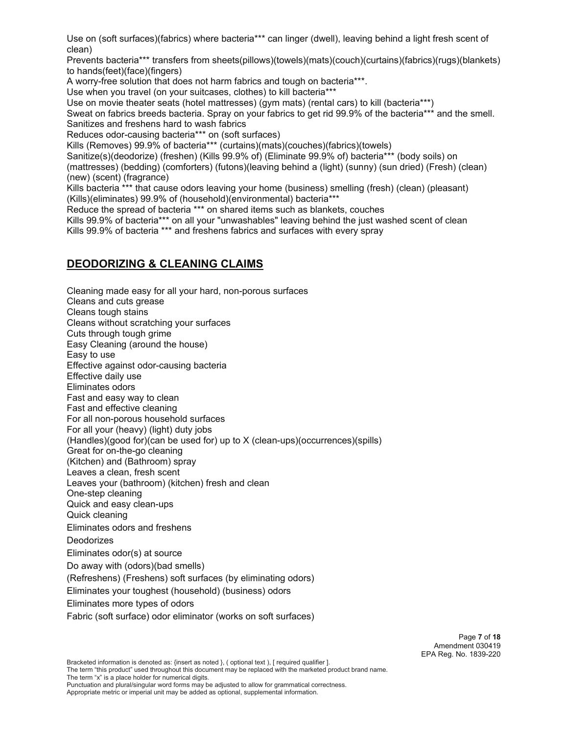Use on (soft surfaces)(fabrics) where bacteria*** can linger (dwell), leaving behind a light fresh scent of clean)

Prevents bacteria*** transfers from sheets(pillows)(towels)(mats)(couch)(curtains)(fabrics)(rugs)(blankets) to hands(feet)(face)(fingers)

A worry-free solution that does not harm fabrics and tough on bacteria***.

Use when you travel (on your suitcases, clothes) to kill bacteria***

Use on movie theater seats (hotel mattresses) (gym mats) (rental cars) to kill (bacteria***)

Sweat on fabrics breeds bacteria. Spray on your fabrics to get rid 99.9% of the bacteria*** and the smell.

Sanitizes and freshens hard to wash fabrics

Reduces odor-causing bacteria*** on (soft surfaces)

Kills (Removes) 99.9% of bacteria*** (curtains)(mats)(couches)(fabrics)(towels)

Sanitize(s)(deodorize) (freshen) (Kills 99.9% of) (Eliminate 99.9% of) bacteria*** (body soils) on (mattresses) (bedding) (comforters) (futons)(leaving behind a (light) (sunny) (sun dried) (Fresh) (clean) (new) (scent) (fragrance)

Kills bacteria *** that cause odors leaving your home (business) smelling (fresh) (clean) (pleasant)

(Kills)(eliminates) 99.9% of (household)(environmental) bacteria***

Reduce the spread of bacteria *** on shared items such as blankets, couches

Kills 99.9% of bacteria*** on all your "unwashables" leaving behind the just washed scent of clean

Kills 99.9% of bacteria *** and freshens fabrics and surfaces with every spray

## DEODORIZING & CLEANING CLAIMS

Cleaning made easy for all your hard, non-porous surfaces

Cleans and cuts grease

Cleans tough stains

Cleans without scratching your surfaces

Cuts through tough grime

Easy Cleaning (around the house)

Easy to use

Effective against odor-causing bacteria

Effective daily use

Eliminates odors

Fast and easy way to clean

Fast and effective cleaning

For all non-porous household surfaces

For all your (heavy) (light) duty jobs

(Handles)(good for)(can be used for) up to X (clean-ups)(occurrences)(spills)

Great for on-the-go cleaning

(Kitchen) and (Bathroom) spray

Leaves a clean, fresh scent

Leaves your (bathroom) (kitchen) fresh and clean

One-step cleaning

Quick and easy clean-ups

Quick cleaning

Eliminates odors and freshens

Deodorizes

Eliminates odor(s) at source

Do away with (odors)(bad smells)

(Refreshens) (Freshens) soft surfaces (by eliminating odors)

Eliminates your toughest (household) (business) odors

Eliminates more types of odors

Fabric (soft surface) odor eliminator (works on soft surfaces)

Amendment 030419
EPA Reg. No. 1839-220

Bracketed information is denoted as: {insert as noted }, ( optional text ), [ required qualifier ].
The term "this product" used throughout this document may be replaced with the marketed product brand name.
The term "x" is a place holder for numerical digits.
Punctuation and plural/singular word forms may be adjusted to allow for grammatical correctness.
Appropriate metric or imperial unit may be added as optional, supplemental information.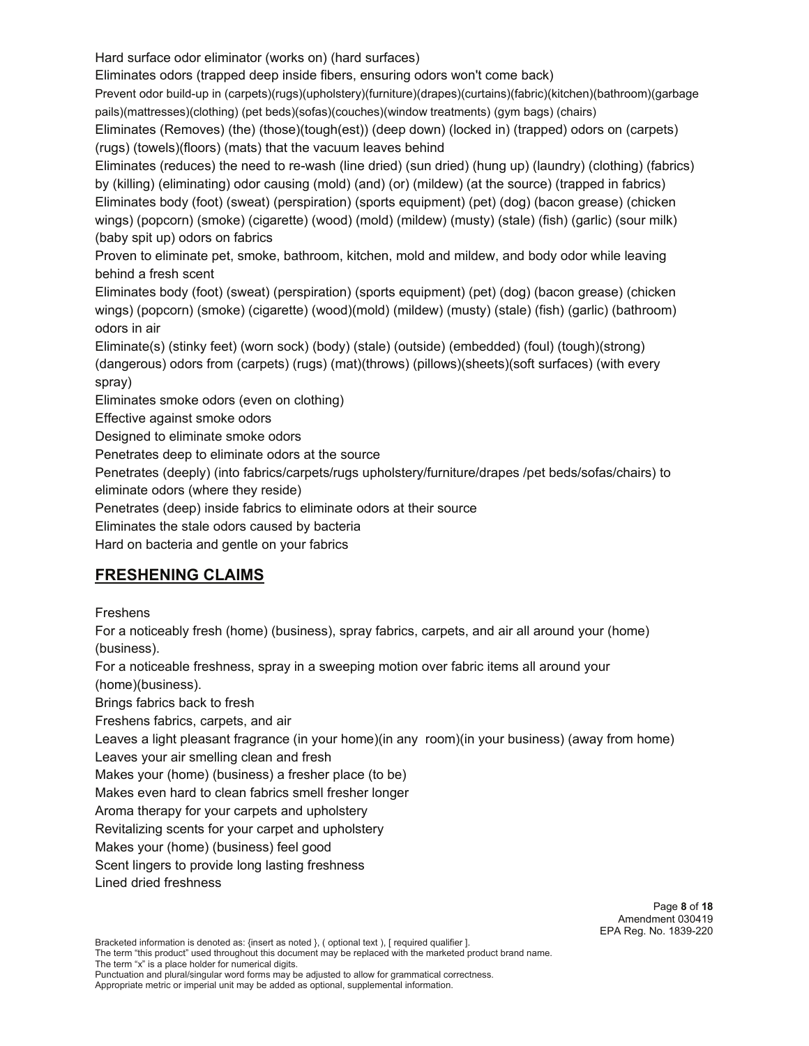Hard surface odor eliminator (works on) (hard surfaces)

Eliminates odors (trapped deep inside fibers, ensuring odors won't come back)

Prevent odor build-up in (carpets)(rugs)(upholstery)(furniture)(drapes)(curtains)(fabric)(kitchen)(bathroom)(garbage pails)(mattresses)(clothing) (pet beds)(sofas)(couches)(window treatments) (gym bags) (chairs)

Eliminates (Removes) (the) (those)(tough(est)) (deep down) (locked in) (trapped) odors on (carpets) (rugs) (towels)(floors) (mats) that the vacuum leaves behind

Eliminates (reduces) the need to re-wash (line dried) (sun dried) (hung up) (laundry) (clothing) (fabrics) by (killing) (eliminating) odor causing (mold) (and) (or) (mildew) (at the source) (trapped in fabrics)

Eliminates body (foot) (sweat) (perspiration) (sports equipment) (pet) (dog) (bacon grease) (chicken wings) (popcorn) (smoke) (cigarette) (wood) (mold) (mildew) (musty) (stale) (fish) (garlic) (sour milk) (baby spit up) odors on fabrics

Proven to eliminate pet, smoke, bathroom, kitchen, mold and mildew, and body odor while leaving behind a fresh scent

Eliminates body (foot) (sweat) (perspiration) (sports equipment) (pet) (dog) (bacon grease) (chicken wings) (popcorn) (smoke) (cigarette) (wood)(mold) (mildew) (musty) (stale) (fish) (garlic) (bathroom) odors in air

Eliminate(s) (stinky feet) (worn sock) (body) (stale) (outside) (embedded) (foul) (tough)(strong) (dangerous) odors from (carpets) (rugs) (mat)(throws) (pillows)(sheets)(soft surfaces) (with every spray)

Eliminates smoke odors (even on clothing)

Effective against smoke odors

Designed to eliminate smoke odors

Penetrates deep to eliminate odors at the source

Penetrates (deeply) (into fabrics/carpets/rugs upholstery/furniture/drapes /pet beds/sofas/chairs) to eliminate odors (where they reside)

Penetrates (deep) inside fabrics to eliminate odors at their source

Eliminates the stale odors caused by bacteria

Hard on bacteria and gentle on your fabrics

## FRESHENING CLAIMS

Freshens

For a noticeably fresh (home) (business), spray fabrics, carpets, and air all around your (home) (business).

For a noticeable freshness, spray in a sweeping motion over fabric items all around your (home)(business).

Brings fabrics back to fresh

Freshens fabrics, carpets, and air

Leaves a light pleasant fragrance (in your home)(in any room)(in your business) (away from home)

Leaves your air smelling clean and fresh

Makes your (home) (business) a fresher place (to be)

Makes even hard to clean fabrics smell fresher longer

Aroma therapy for your carpets and upholstery

Revitalizing scents for your carpet and upholstery

Makes your (home) (business) feel good

Scent lingers to provide long lasting freshness

Lined dried freshness

Amendment 030419
EPA Reg. No. 1839-220

Bracketed information is denoted as: {insert as noted }, ( optional text ), [ required qualifier ].
The term "this product" used throughout this document may be replaced with the marketed product brand name.
The term "x" is a place holder for numerical digits.
Punctuation and plural/singular word forms may be adjusted to allow for grammatical correctness.
Appropriate metric or imperial unit may be added as optional, supplemental information.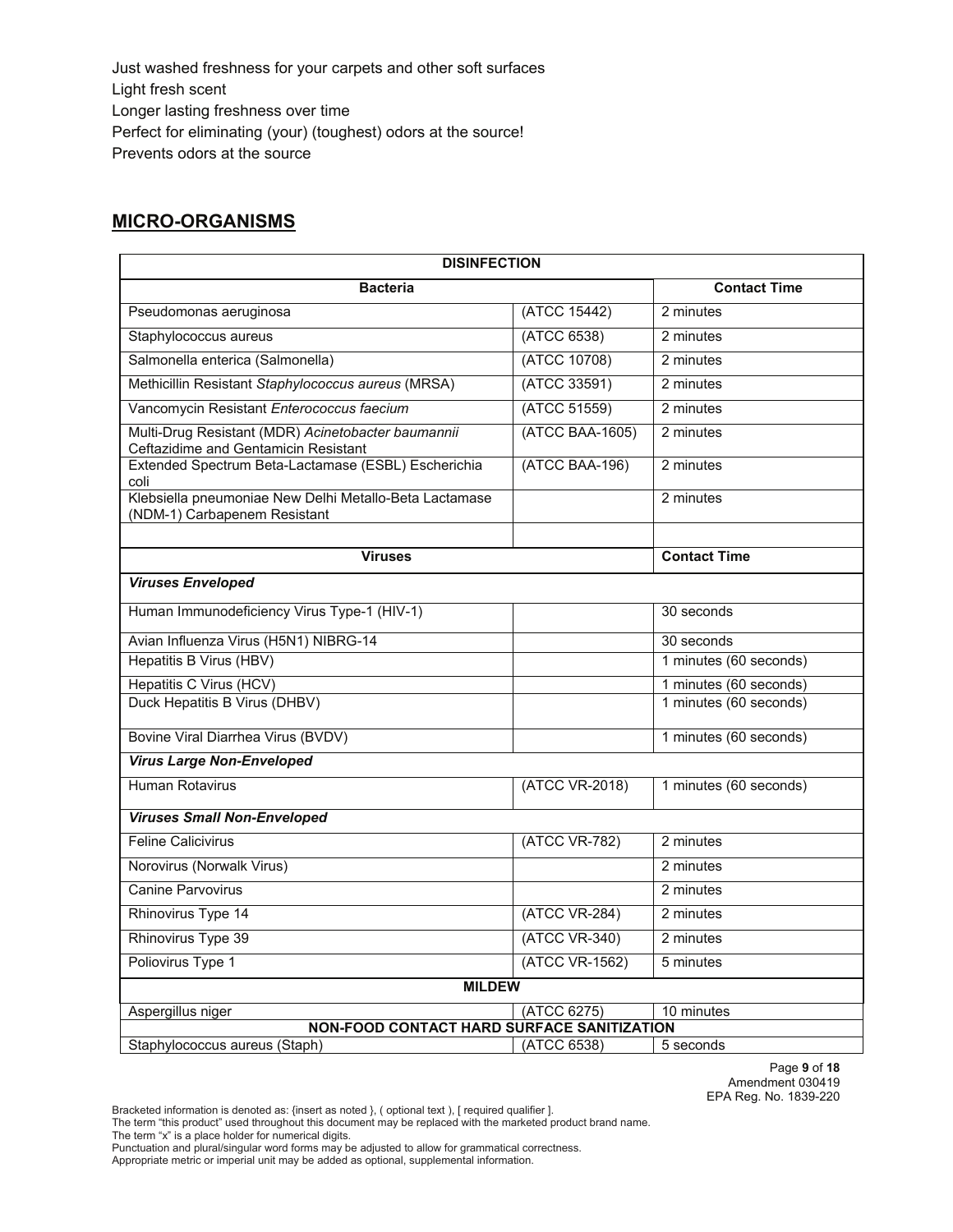Just washed freshness for your carpets and other soft surfaces
Light fresh scent
Longer lasting freshness over time
Perfect for eliminating (your) (toughest) odors at the source!
Prevents odors at the source

## MICRO-ORGANISMS

| DISINFECTION | | |
|---|---|---|
| **Bacteria** | | **Contact Time** |
| Pseudomonas aeruginosa | (ATCC 15442) | 2 minutes |
| Staphylococcus aureus | (ATCC 6538) | 2 minutes |
| Salmonella enterica (Salmonella) | (ATCC 10708) | 2 minutes |
| Methicillin Resistant *Staphylococcus aureus* (MRSA) | (ATCC 33591) | 2 minutes |
| Vancomycin Resistant *Enterococcus faecium* | (ATCC 51559) | 2 minutes |
| Multi-Drug Resistant (MDR) *Acinetobacter baumannii* Ceftazidime and Gentamicin Resistant | (ATCC BAA-1605) | 2 minutes |
| Extended Spectrum Beta-Lactamase (ESBL) Escherichia coli | (ATCC BAA-196) | 2 minutes |
| Klebsiella pneumoniae New Delhi Metallo-Beta Lactamase (NDM-1) Carbapenem Resistant | | 2 minutes |
| | | |
| **Viruses** | | **Contact Time** |
| ***Viruses Enveloped*** | | |
| Human Immunodeficiency Virus Type-1 (HIV-1) | | 30 seconds |
| Avian Influenza Virus (H5N1) NIBRG-14 | | 30 seconds |
| Hepatitis B Virus (HBV) | | 1 minutes (60 seconds) |
| Hepatitis C Virus (HCV) | | 1 minutes (60 seconds) |
| Duck Hepatitis B Virus (DHBV) | | 1 minutes (60 seconds) |
| Bovine Viral Diarrhea Virus (BVDV) | | 1 minutes (60 seconds) |
| ***Virus Large Non-Enveloped*** | | |
| Human Rotavirus | (ATCC VR-2018) | 1 minutes (60 seconds) |
| ***Viruses Small Non-Enveloped*** | | |
| Feline Calicivirus | (ATCC VR-782) | 2 minutes |
| Norovirus (Norwalk Virus) | | 2 minutes |
| Canine Parvovirus | | 2 minutes |
| Rhinovirus Type 14 | (ATCC VR-284) | 2 minutes |
| Rhinovirus Type 39 | (ATCC VR-340) | 2 minutes |
| Poliovirus Type 1 | (ATCC VR-1562) | 5 minutes |
| **MILDEW** | | |
| Aspergillus niger | (ATCC 6275) | 10 minutes |
| **NON-FOOD CONTACT HARD SURFACE SANITIZATION** | | |
| Staphylococcus aureus (Staph) | (ATCC 6538) | 5 seconds |

Amendment 030419
EPA Reg. No. 1839-220

Bracketed information is denoted as: {insert as noted }, ( optional text ), [ required qualifier ].
The term "this product" used throughout this document may be replaced with the marketed product brand name.
The term "x" is a place holder for numerical digits.
Punctuation and plural/singular word forms may be adjusted to allow for grammatical correctness.
Appropriate metric or imperial unit may be added as optional, supplemental information.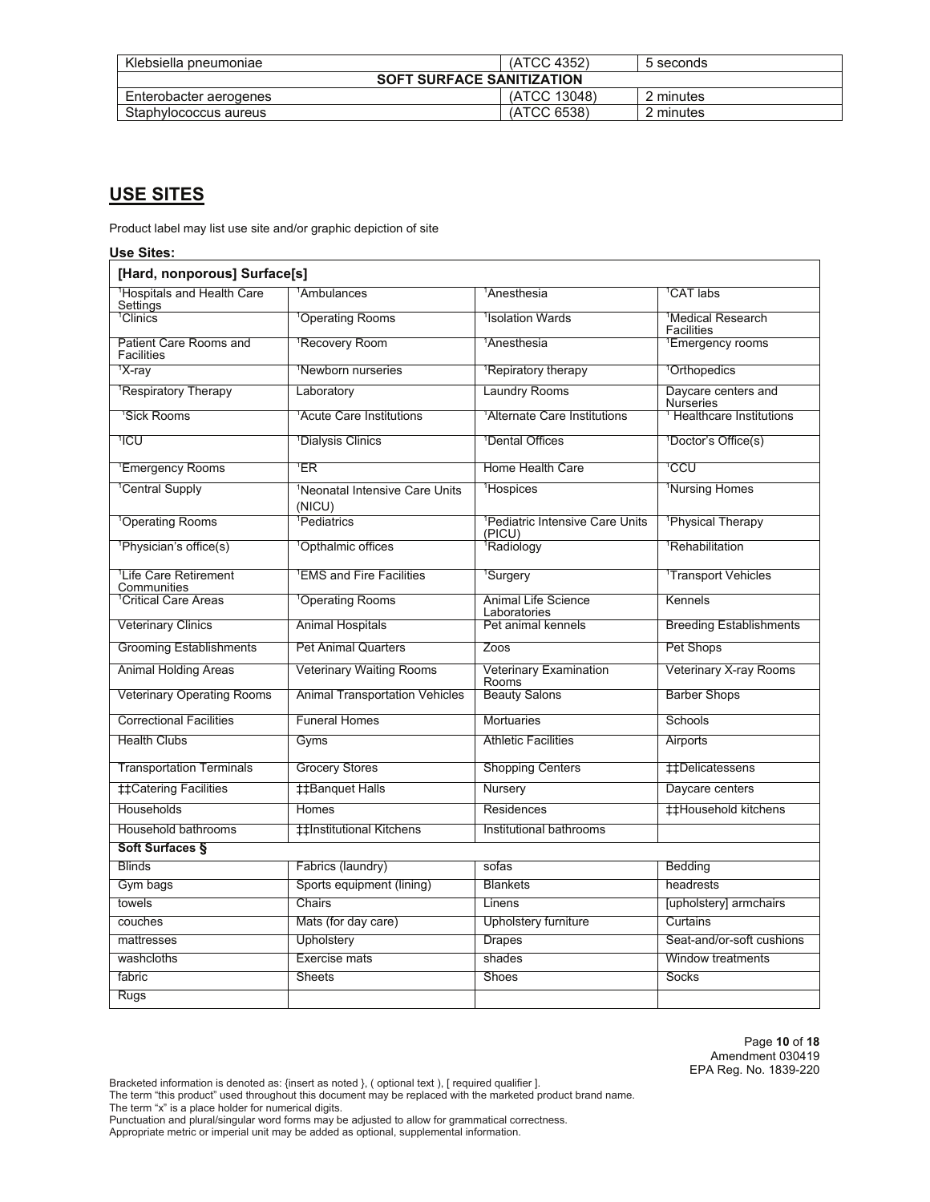| | | |
|---|---|---|
| Klebsiella pneumoniae | (ATCC 4352) | 5 seconds |
| **SOFT SURFACE SANITIZATION** | | |
| Enterobacter aerogenes | (ATCC 13048) | 2 minutes |
| Staphylococcus aureus | (ATCC 6538) | 2 minutes |

## USE SITES

Product label may list use site and/or graphic depiction of site

**Use Sites:**

| **[Hard, nonporous] Surface[s]** | | | |
|---|---|---|---|
| [1]Hospitals and Health Care Settings | [1]Ambulances | [1]Anesthesia | [1]CAT labs |
| [1]Clinics | [1]Operating Rooms | [1]Isolation Wards | [1]Medical Research Facilities |
| Patient Care Rooms and Facilities | [1]Recovery Room | [1]Anesthesia | [1]Emergency rooms |
| [1]X-ray | [1]Newborn nurseries | [1]Repiratory therapy | [1]Orthopedics |
| [1]Respiratory Therapy | Laboratory | Laundry Rooms | Daycare centers and Nurseries |
| [1]Sick Rooms | [1]Acute Care Institutions | [1]Alternate Care Institutions | [1] Healthcare Institutions |
| [1]ICU | [1]Dialysis Clinics | [1]Dental Offices | [1]Doctor's Office(s) |
| [1]Emergency Rooms | [1]ER | Home Health Care | [1]CCU |
| [1]Central Supply | [1]Neonatal Intensive Care Units (NICU) | [1]Hospices | [1]Nursing Homes |
| [1]Operating Rooms | [1]Pediatrics | [1]Pediatric Intensive Care Units (PICU) | [1]Physical Therapy |
| [1]Physician's office(s) | [1]Opthalmic offices | [1]Radiology | [1]Rehabilitation |
| [1]Life Care Retirement Communities | [1]EMS and Fire Facilities | [1]Surgery | [1]Transport Vehicles |
| [1]Critical Care Areas | [1]Operating Rooms | Animal Life Science Laboratories | Kennels |
| Veterinary Clinics | Animal Hospitals | Pet animal kennels | Breeding Establishments |
| Grooming Establishments | Pet Animal Quarters | Zoos | Pet Shops |
| Animal Holding Areas | Veterinary Waiting Rooms | Veterinary Examination Rooms | Veterinary X-ray Rooms |
| Veterinary Operating Rooms | Animal Transportation Vehicles | Beauty Salons | Barber Shops |
| Correctional Facilities | Funeral Homes | Mortuaries | Schools |
| Health Clubs | Gyms | Athletic Facilities | Airports |
| Transportation Terminals | Grocery Stores | Shopping Centers | ‡‡Delicatessens |
| ‡‡Catering Facilities | ‡‡Banquet Halls | Nursery | Daycare centers |
| Households | Homes | Residences | ‡‡Household kitchens |
| Household bathrooms | ‡‡Institutional Kitchens | Institutional bathrooms | |
| **Soft Surfaces §** | | | |
| Blinds | Fabrics (laundry) | sofas | Bedding |
| Gym bags | Sports equipment (lining) | Blankets | headrests |
| towels | Chairs | Linens | [upholstery] armchairs |
| couches | Mats (for day care) | Upholstery furniture | Curtains |
| mattresses | Upholstery | Drapes | Seat-and/or-soft cushions |
| washcloths | Exercise mats | shades | Window treatments |
| fabric | Sheets | Shoes | Socks |
| Rugs | | | |

Amendment 030419
EPA Reg. No. 1839-220

Bracketed information is denoted as: {insert as noted }, ( optional text ), [ required qualifier ].
The term "this product" used throughout this document may be replaced with the marketed product brand name.
The term "x" is a place holder for numerical digits.
Punctuation and plural/singular word forms may be adjusted to allow for grammatical correctness.
Appropriate metric or imperial unit may be added as optional, supplemental information.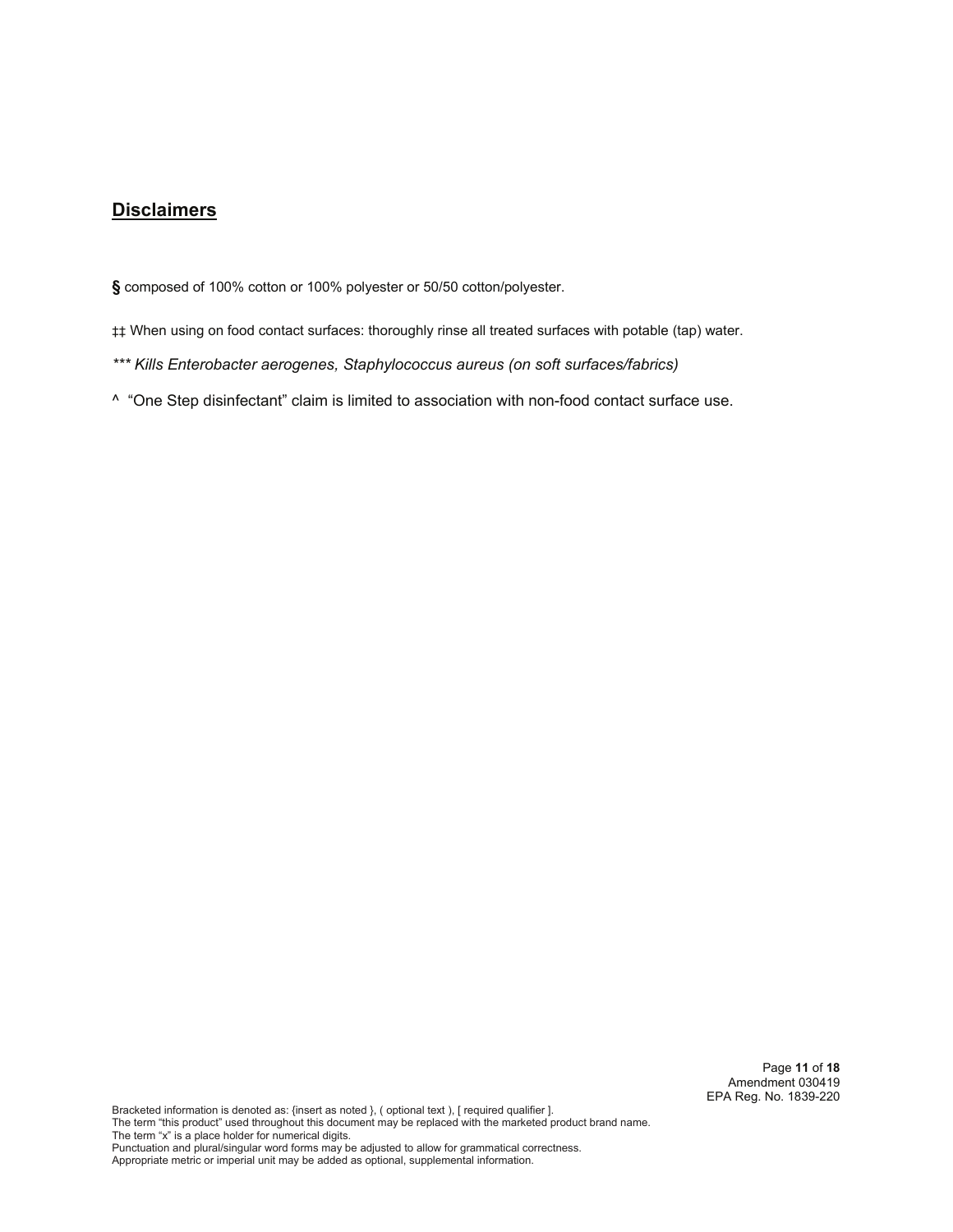## **Disclaimers**

**§** composed of 100% cotton or 100% polyester or 50/50 cotton/polyester.

‡‡ When using on food contact surfaces: thoroughly rinse all treated surfaces with potable (tap) water.

*\*\*\* Kills Enterobacter aerogenes, Staphylococcus aureus (on soft surfaces/fabrics)*

^ "One Step disinfectant" claim is limited to association with non-food contact surface use.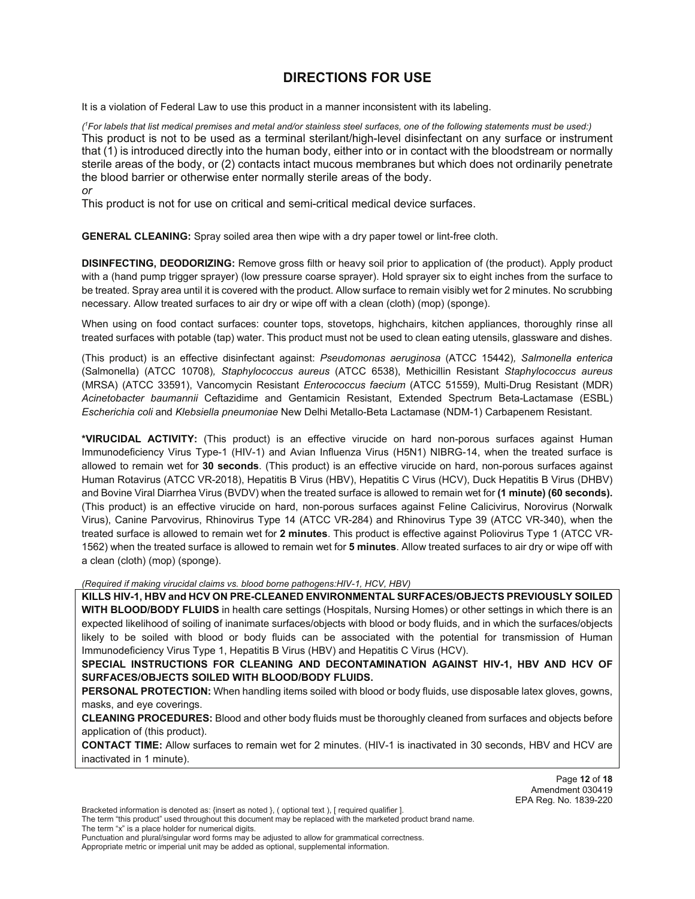## DIRECTIONS FOR USE

It is a violation of Federal Law to use this product in a manner inconsistent with its labeling.

*([1]For labels that list medical premises and metal and/or stainless steel surfaces, one of the following statements must be used:)*

This product is not to be used as a terminal sterilant/high-level disinfectant on any surface or instrument that (1) is introduced directly into the human body, either into or in contact with the bloodstream or normally sterile areas of the body, or (2) contacts intact mucous membranes but which does not ordinarily penetrate the blood barrier or otherwise enter normally sterile areas of the body.

*or*

This product is not for use on critical and semi-critical medical device surfaces.

**GENERAL CLEANING:** Spray soiled area then wipe with a dry paper towel or lint-free cloth.

**DISINFECTING, DEODORIZING:** Remove gross filth or heavy soil prior to application of (the product). Apply product with a (hand pump trigger sprayer) (low pressure coarse sprayer). Hold sprayer six to eight inches from the surface to be treated. Spray area until it is covered with the product. Allow surface to remain visibly wet for 2 minutes. No scrubbing necessary. Allow treated surfaces to air dry or wipe off with a clean (cloth) (mop) (sponge).

When using on food contact surfaces: counter tops, stovetops, highchairs, kitchen appliances, thoroughly rinse all treated surfaces with potable (tap) water. This product must not be used to clean eating utensils, glassware and dishes.

(This product) is an effective disinfectant against: *Pseudomonas aeruginosa* (ATCC 15442), *Salmonella enterica* (Salmonella) (ATCC 10708), *Staphylococcus aureus* (ATCC 6538), Methicillin Resistant *Staphylococcus aureus* (MRSA) (ATCC 33591), Vancomycin Resistant *Enterococcus faecium* (ATCC 51559), Multi-Drug Resistant (MDR) *Acinetobacter baumannii* Ceftazidime and Gentamicin Resistant, Extended Spectrum Beta-Lactamase (ESBL) *Escherichia coli* and *Klebsiella pneumoniae* New Delhi Metallo-Beta Lactamase (NDM-1) Carbapenem Resistant.

**\*VIRUCIDAL ACTIVITY:** (This product) is an effective virucide on hard non-porous surfaces against Human Immunodeficiency Virus Type-1 (HIV-1) and Avian Influenza Virus (H5N1) NIBRG-14, when the treated surface is allowed to remain wet for **30 seconds**. (This product) is an effective virucide on hard, non-porous surfaces against Human Rotavirus (ATCC VR-2018), Hepatitis B Virus (HBV), Hepatitis C Virus (HCV), Duck Hepatitis B Virus (DHBV) and Bovine Viral Diarrhea Virus (BVDV) when the treated surface is allowed to remain wet for **(1 minute) (60 seconds).** (This product) is an effective virucide on hard, non-porous surfaces against Feline Calicivirus, Norovirus (Norwalk Virus), Canine Parvovirus, Rhinovirus Type 14 (ATCC VR-284) and Rhinovirus Type 39 (ATCC VR-340), when the treated surface is allowed to remain wet for **2 minutes**. This product is effective against Poliovirus Type 1 (ATCC VR-1562) when the treated surface is allowed to remain wet for **5 minutes**. Allow treated surfaces to air dry or wipe off with a clean (cloth) (mop) (sponge).

*(Required if making virucidal claims vs. blood borne pathogens:HIV-1, HCV, HBV)*

**KILLS HIV-1, HBV and HCV ON PRE-CLEANED ENVIRONMENTAL SURFACES/OBJECTS PREVIOUSLY SOILED WITH BLOOD/BODY FLUIDS** in health care settings (Hospitals, Nursing Homes) or other settings in which there is an expected likelihood of soiling of inanimate surfaces/objects with blood or body fluids, and in which the surfaces/objects likely to be soiled with blood or body fluids can be associated with the potential for transmission of Human Immunodeficiency Virus Type 1, Hepatitis B Virus (HBV) and Hepatitis C Virus (HCV).

**SPECIAL INSTRUCTIONS FOR CLEANING AND DECONTAMINATION AGAINST HIV-1, HBV AND HCV OF SURFACES/OBJECTS SOILED WITH BLOOD/BODY FLUIDS.**

**PERSONAL PROTECTION:** When handling items soiled with blood or body fluids, use disposable latex gloves, gowns, masks, and eye coverings.

**CLEANING PROCEDURES:** Blood and other body fluids must be thoroughly cleaned from surfaces and objects before application of (this product).

**CONTACT TIME:** Allow surfaces to remain wet for 2 minutes. (HIV-1 is inactivated in 30 seconds, HBV and HCV are inactivated in 1 minute).

Amendment 030419
EPA Reg. No. 1839-220

Bracketed information is denoted as: {insert as noted }, ( optional text ), [ required qualifier ].
The term "this product" used throughout this document may be replaced with the marketed product brand name.
The term "x" is a place holder for numerical digits.
Punctuation and plural/singular word forms may be adjusted to allow for grammatical correctness.
Appropriate metric or imperial unit may be added as optional, supplemental information.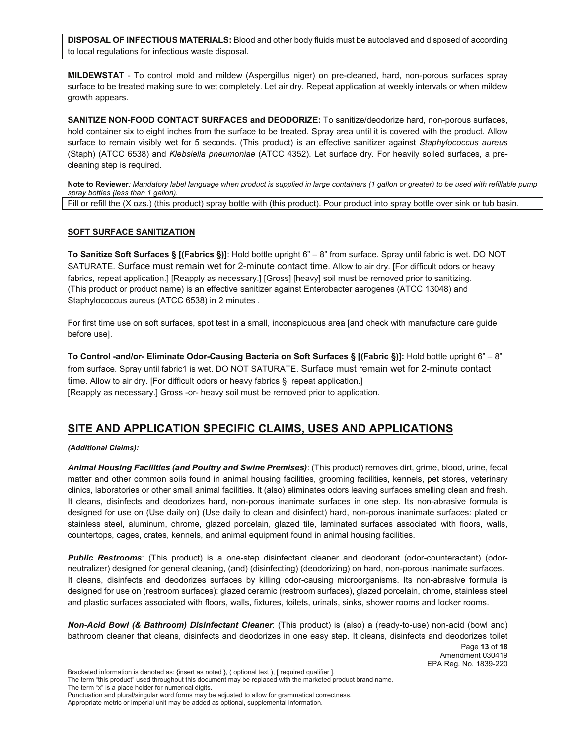**DISPOSAL OF INFECTIOUS MATERIALS:** Blood and other body fluids must be autoclaved and disposed of according to local regulations for infectious waste disposal.

**MILDEWSTAT** - To control mold and mildew (Aspergillus niger) on pre-cleaned, hard, non-porous surfaces spray surface to be treated making sure to wet completely. Let air dry. Repeat application at weekly intervals or when mildew growth appears.

**SANITIZE NON-FOOD CONTACT SURFACES and DEODORIZE:** To sanitize/deodorize hard, non-porous surfaces, hold container six to eight inches from the surface to be treated. Spray area until it is covered with the product. Allow surface to remain visibly wet for 5 seconds. (This product) is an effective sanitizer against *Staphylococcus aureus* (Staph) (ATCC 6538) and *Klebsiella pneumoniae* (ATCC 4352). Let surface dry. For heavily soiled surfaces, a pre-cleaning step is required.

**Note to Reviewer***: Mandatory label language when product is supplied in large containers (1 gallon or greater) to be used with refillable pump spray bottles (less than 1 gallon).*

Fill or refill the (X ozs.) (this product) spray bottle with (this product). Pour product into spray bottle over sink or tub basin.

**SOFT SURFACE SANITIZATION**

**To Sanitize Soft Surfaces § [(Fabrics §)]**: Hold bottle upright 6" – 8" from surface. Spray until fabric is wet. DO NOT SATURATE. Surface must remain wet for 2-minute contact time. Allow to air dry. [For difficult odors or heavy fabrics, repeat application.] [Reapply as necessary.] [Gross] [heavy] soil must be removed prior to sanitizing. (This product or product name) is an effective sanitizer against Enterobacter aerogenes (ATCC 13048) and Staphylococcus aureus (ATCC 6538) in 2 minutes .

For first time use on soft surfaces, spot test in a small, inconspicuous area [and check with manufacture care guide before use].

**To Control -and/or- Eliminate Odor-Causing Bacteria on Soft Surfaces § [(Fabric §)]:** Hold bottle upright 6" – 8" from surface. Spray until fabric1 is wet. DO NOT SATURATE. Surface must remain wet for 2-minute contact time. Allow to air dry. [For difficult odors or heavy fabrics §, repeat application.] [Reapply as necessary.] Gross -or- heavy soil must be removed prior to application.

## SITE AND APPLICATION SPECIFIC CLAIMS, USES AND APPLICATIONS

***(Additional Claims):***

***Animal Housing Facilities (and Poultry and Swine Premises)***: (This product) removes dirt, grime, blood, urine, fecal matter and other common soils found in animal housing facilities, grooming facilities, kennels, pet stores, veterinary clinics, laboratories or other small animal facilities. It (also) eliminates odors leaving surfaces smelling clean and fresh. It cleans, disinfects and deodorizes hard, non-porous inanimate surfaces in one step. Its non-abrasive formula is designed for use on (Use daily on) (Use daily to clean and disinfect) hard, non-porous inanimate surfaces: plated or stainless steel, aluminum, chrome, glazed porcelain, glazed tile, laminated surfaces associated with floors, walls, countertops, cages, crates, kennels, and animal equipment found in animal housing facilities.

***Public Restrooms***: (This product) is a one-step disinfectant cleaner and deodorant (odor-counteractant) (odor-neutralizer) designed for general cleaning, (and) (disinfecting) (deodorizing) on hard, non-porous inanimate surfaces. It cleans, disinfects and deodorizes surfaces by killing odor-causing microorganisms. Its non-abrasive formula is designed for use on (restroom surfaces): glazed ceramic (restroom surfaces), glazed porcelain, chrome, stainless steel and plastic surfaces associated with floors, walls, fixtures, toilets, urinals, sinks, shower rooms and locker rooms.

***Non-Acid Bowl (& Bathroom) Disinfectant Cleaner***: (This product) is (also) a (ready-to-use) non-acid (bowl and) bathroom cleaner that cleans, disinfects and deodorizes in one easy step. It cleans, disinfects and deodorizes toilet

Amendment 030419
EPA Reg. No. 1839-220

Bracketed information is denoted as: {insert as noted }, ( optional text ), [ required qualifier ].
The term "this product" used throughout this document may be replaced with the marketed product brand name.
The term "x" is a place holder for numerical digits.
Punctuation and plural/singular word forms may be adjusted to allow for grammatical correctness.
Appropriate metric or imperial unit may be added as optional, supplemental information.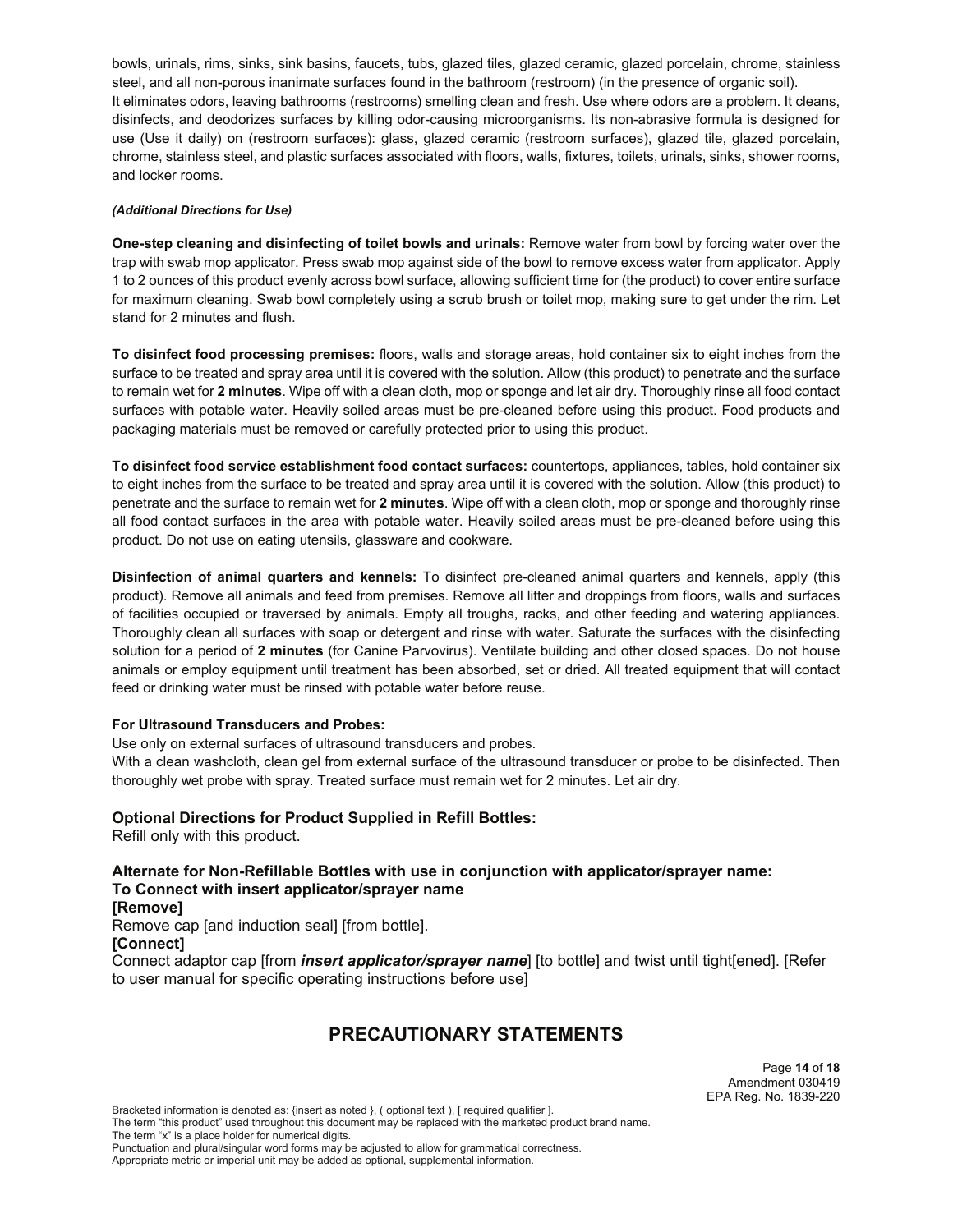bowls, urinals, rims, sinks, sink basins, faucets, tubs, glazed tiles, glazed ceramic, glazed porcelain, chrome, stainless steel, and all non-porous inanimate surfaces found in the bathroom (restroom) (in the presence of organic soil).
It eliminates odors, leaving bathrooms (restrooms) smelling clean and fresh. Use where odors are a problem. It cleans, disinfects, and deodorizes surfaces by killing odor-causing microorganisms. Its non-abrasive formula is designed for use (Use it daily) on (restroom surfaces): glass, glazed ceramic (restroom surfaces), glazed tile, glazed porcelain, chrome, stainless steel, and plastic surfaces associated with floors, walls, fixtures, toilets, urinals, sinks, shower rooms, and locker rooms.

***(Additional Directions for Use)***

**One-step cleaning and disinfecting of toilet bowls and urinals:** Remove water from bowl by forcing water over the trap with swab mop applicator. Press swab mop against side of the bowl to remove excess water from applicator. Apply 1 to 2 ounces of this product evenly across bowl surface, allowing sufficient time for (the product) to cover entire surface for maximum cleaning. Swab bowl completely using a scrub brush or toilet mop, making sure to get under the rim. Let stand for 2 minutes and flush.

**To disinfect food processing premises:** floors, walls and storage areas, hold container six to eight inches from the surface to be treated and spray area until it is covered with the solution. Allow (this product) to penetrate and the surface to remain wet for **2 minutes**. Wipe off with a clean cloth, mop or sponge and let air dry. Thoroughly rinse all food contact surfaces with potable water. Heavily soiled areas must be pre-cleaned before using this product. Food products and packaging materials must be removed or carefully protected prior to using this product.

**To disinfect food service establishment food contact surfaces:** countertops, appliances, tables, hold container six to eight inches from the surface to be treated and spray area until it is covered with the solution. Allow (this product) to penetrate and the surface to remain wet for **2 minutes**. Wipe off with a clean cloth, mop or sponge and thoroughly rinse all food contact surfaces in the area with potable water. Heavily soiled areas must be pre-cleaned before using this product. Do not use on eating utensils, glassware and cookware.

**Disinfection of animal quarters and kennels:** To disinfect pre-cleaned animal quarters and kennels, apply (this product). Remove all animals and feed from premises. Remove all litter and droppings from floors, walls and surfaces of facilities occupied or traversed by animals. Empty all troughs, racks, and other feeding and watering appliances. Thoroughly clean all surfaces with soap or detergent and rinse with water. Saturate the surfaces with the disinfecting solution for a period of **2 minutes** (for Canine Parvovirus). Ventilate building and other closed spaces. Do not house animals or employ equipment until treatment has been absorbed, set or dried. All treated equipment that will contact feed or drinking water must be rinsed with potable water before reuse.

**For Ultrasound Transducers and Probes:**
Use only on external surfaces of ultrasound transducers and probes.
With a clean washcloth, clean gel from external surface of the ultrasound transducer or probe to be disinfected. Then thoroughly wet probe with spray. Treated surface must remain wet for 2 minutes. Let air dry.

**Optional Directions for Product Supplied in Refill Bottles:**
Refill only with this product.

**Alternate for Non-Refillable Bottles with use in conjunction with applicator/sprayer name:**
**To Connect with insert applicator/sprayer name**
**[Remove]**
Remove cap [and induction seal] [from bottle].
**[Connect]**
Connect adaptor cap [from ***insert applicator/sprayer name***] [to bottle] and twist until tight[ened]. [Refer to user manual for specific operating instructions before use]

## PRECAUTIONARY STATEMENTS

Amendment 030419
EPA Reg. No. 1839-220

Bracketed information is denoted as: {insert as noted }, ( optional text ), [ required qualifier ].
The term "this product" used throughout this document may be replaced with the marketed product brand name.
The term "x" is a place holder for numerical digits.
Punctuation and plural/singular word forms may be adjusted to allow for grammatical correctness.
Appropriate metric or imperial unit may be added as optional, supplemental information.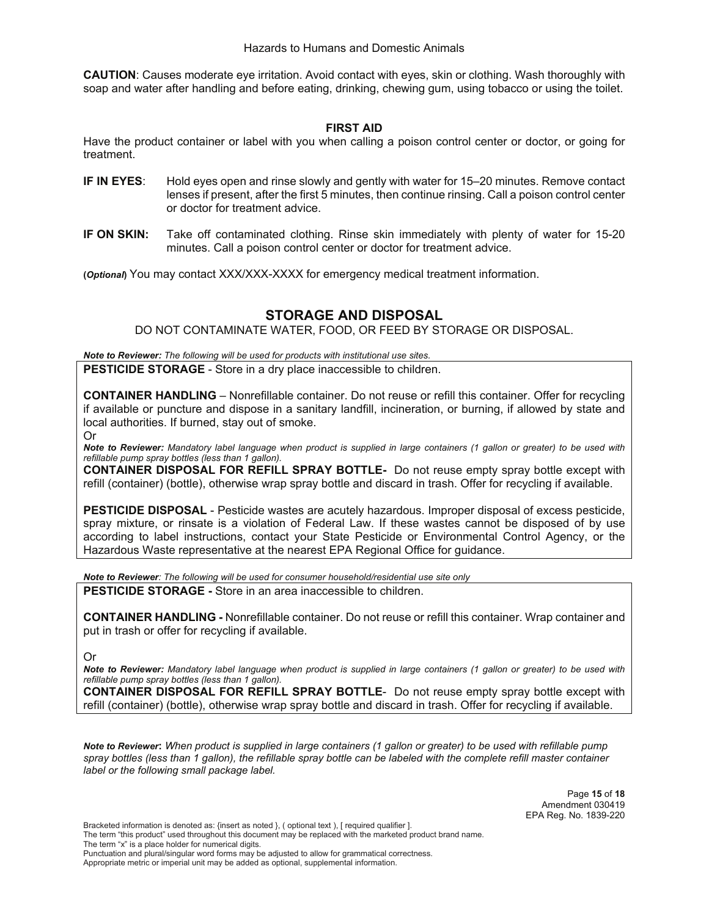Hazards to Humans and Domestic Animals

**CAUTION**: Causes moderate eye irritation. Avoid contact with eyes, skin or clothing. Wash thoroughly with soap and water after handling and before eating, drinking, chewing gum, using tobacco or using the toilet.

**FIRST AID**

Have the product container or label with you when calling a poison control center or doctor, or going for treatment.

**IF IN EYES**: Hold eyes open and rinse slowly and gently with water for 15–20 minutes. Remove contact lenses if present, after the first 5 minutes, then continue rinsing. Call a poison control center or doctor for treatment advice.

**IF ON SKIN:** Take off contaminated clothing. Rinse skin immediately with plenty of water for 15-20 minutes. Call a poison control center or doctor for treatment advice.

(***Optional***) You may contact XXX/XXX-XXXX for emergency medical treatment information.

## STORAGE AND DISPOSAL

DO NOT CONTAMINATE WATER, FOOD, OR FEED BY STORAGE OR DISPOSAL.

***Note to Reviewer:*** *The following will be used for products with institutional use sites.*

**PESTICIDE STORAGE** - Store in a dry place inaccessible to children.

**CONTAINER HANDLING** – Nonrefillable container. Do not reuse or refill this container. Offer for recycling if available or puncture and dispose in a sanitary landfill, incineration, or burning, if allowed by state and local authorities. If burned, stay out of smoke.

Or

***Note to Reviewer:*** *Mandatory label language when product is supplied in large containers (1 gallon or greater) to be used with refillable pump spray bottles (less than 1 gallon).*

**CONTAINER DISPOSAL FOR REFILL SPRAY BOTTLE-** Do not reuse empty spray bottle except with refill (container) (bottle), otherwise wrap spray bottle and discard in trash. Offer for recycling if available.

**PESTICIDE DISPOSAL** - Pesticide wastes are acutely hazardous. Improper disposal of excess pesticide, spray mixture, or rinsate is a violation of Federal Law. If these wastes cannot be disposed of by use according to label instructions, contact your State Pesticide or Environmental Control Agency, or the Hazardous Waste representative at the nearest EPA Regional Office for guidance.

***Note to Reviewer****: The following will be used for consumer household/residential use site only*

**PESTICIDE STORAGE -** Store in an area inaccessible to children.

**CONTAINER HANDLING -** Nonrefillable container. Do not reuse or refill this container. Wrap container and put in trash or offer for recycling if available.

Or

***Note to Reviewer:*** *Mandatory label language when product is supplied in large containers (1 gallon or greater) to be used with refillable pump spray bottles (less than 1 gallon).*

**CONTAINER DISPOSAL FOR REFILL SPRAY BOTTLE**- Do not reuse empty spray bottle except with refill (container) (bottle), otherwise wrap spray bottle and discard in trash. Offer for recycling if available.

***Note to Reviewer*****:** *When product is supplied in large containers (1 gallon or greater) to be used with refillable pump spray bottles (less than 1 gallon), the refillable spray bottle can be labeled with the complete refill master container label or the following small package label.*

Amendment 030419
EPA Reg. No. 1839-220

Bracketed information is denoted as: {insert as noted }, ( optional text ), [ required qualifier ].
The term "this product" used throughout this document may be replaced with the marketed product brand name.
The term "x" is a place holder for numerical digits.
Punctuation and plural/singular word forms may be adjusted to allow for grammatical correctness.
Appropriate metric or imperial unit may be added as optional, supplemental information.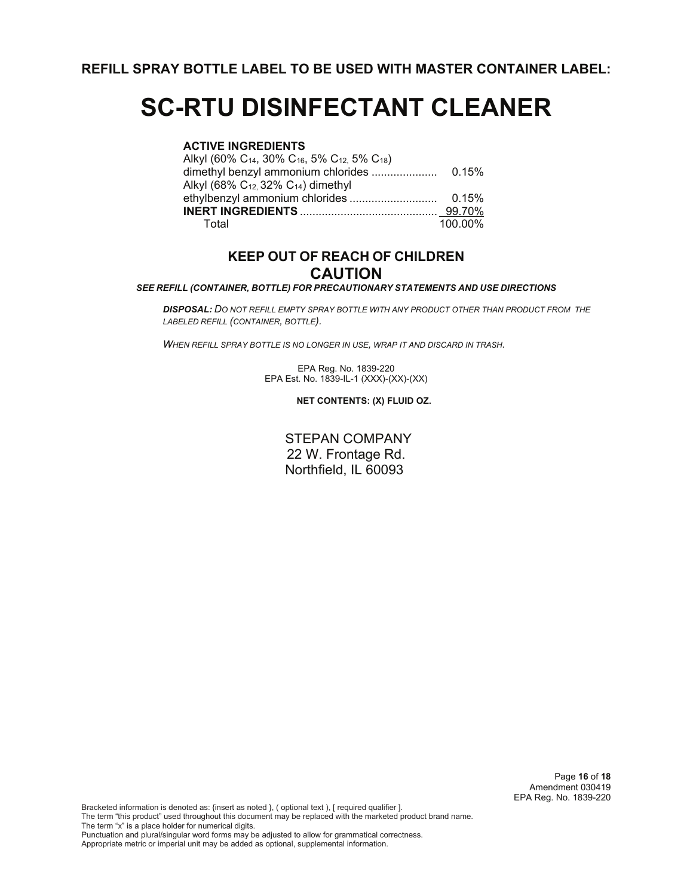**REFILL SPRAY BOTTLE LABEL TO BE USED WITH MASTER CONTAINER LABEL:**

# SC-RTU DISINFECTANT CLEANER

| | |
|---|---|
| **ACTIVE INGREDIENTS** | |
| Alkyl (60% $C_{14}$, 30% $C_{16}$, 5% $C_{12}$, 5% $C_{18}$) dimethyl benzyl ammonium chlorides .................... | 0.15% |
| Alkyl (68% $C_{12}$, 32% $C_{14}$) dimethyl ethylbenzyl ammonium chlorides ........................... | 0.15% |
| **INERT INGREDIENTS** ........................................... | 99.70% |
| Total | 100.00% |

**KEEP OUT OF REACH OF CHILDREN**

**CAUTION**

***SEE REFILL (CONTAINER, BOTTLE) FOR PRECAUTIONARY STATEMENTS AND USE DIRECTIONS***

***DISPOSAL:*** *DO NOT REFILL EMPTY SPRAY BOTTLE WITH ANY PRODUCT OTHER THAN PRODUCT FROM THE LABELED REFILL (CONTAINER, BOTTLE).*

*WHEN REFILL SPRAY BOTTLE IS NO LONGER IN USE, WRAP IT AND DISCARD IN TRASH.*

EPA Reg. No. 1839-220
EPA Est. No. 1839-IL-1 (XXX)-(XX)-(XX)

**NET CONTENTS: (X) FLUID OZ.**

STEPAN COMPANY
22 W. Frontage Rd.
Northfield, IL 60093

Amendment 030419
EPA Reg. No. 1839-220

Bracketed information is denoted as: {insert as noted }, ( optional text ), [ required qualifier ].
The term "this product" used throughout this document may be replaced with the marketed product brand name.
The term "x" is a place holder for numerical digits.
Punctuation and plural/singular word forms may be adjusted to allow for grammatical correctness.
Appropriate metric or imperial unit may be added as optional, supplemental information.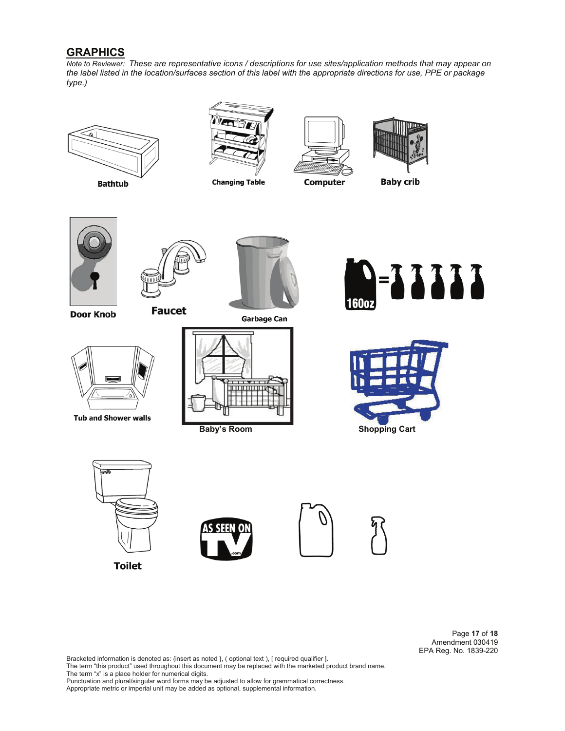## GRAPHICS

*Note to Reviewer: These are representative icons / descriptions for use sites/application methods that may appear on the label listed in the location/surfaces section of this label with the appropriate directions for use, PPE or package type.)*

Bathtub

Changing Table

Computer

Baby crib

Door Knob

Faucet

Garbage Can

160oz

Tub and Shower walls

Baby's Room

Shopping Cart

Toilet

AS SEEN ON TV .com

Bracketed information is denoted as: {insert as noted }, ( optional text ), [ required qualifier ].
The term "this product" used throughout this document may be replaced with the marketed product brand name.
The term "x" is a place holder for numerical digits.
Punctuation and plural/singular word forms may be adjusted to allow for grammatical correctness.
Appropriate metric or imperial unit may be added as optional, supplemental information.

Amendment 030419
EPA Reg. No. 1839-220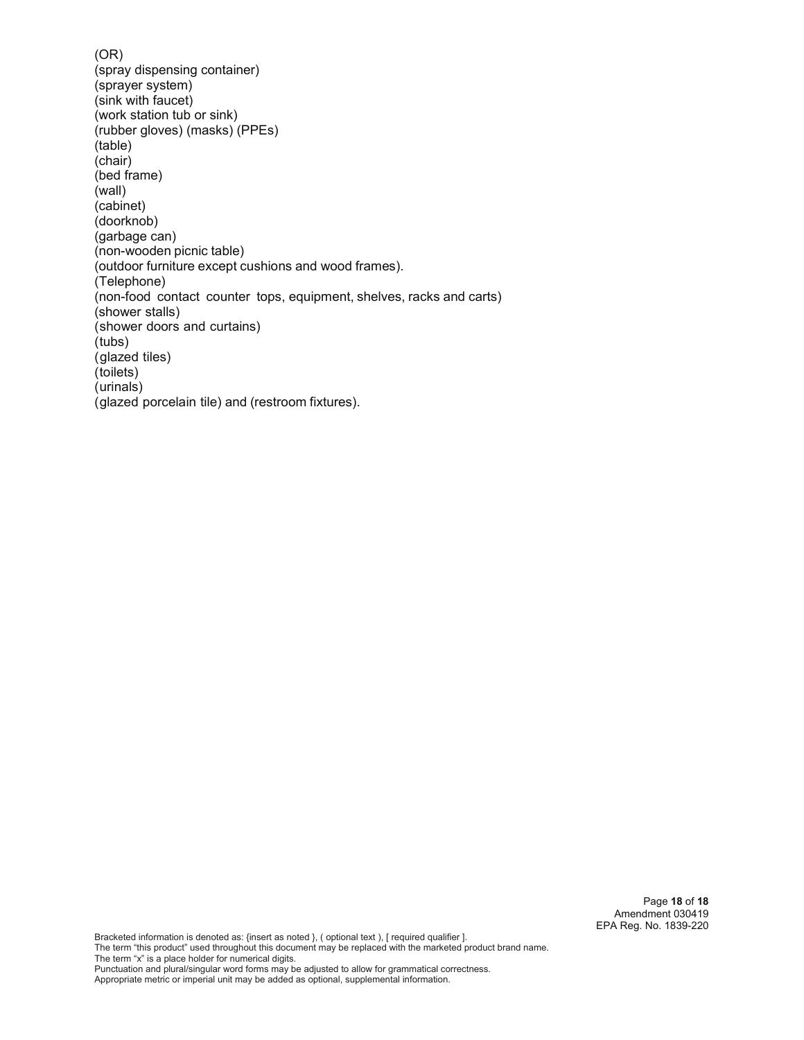(OR)
(spray dispensing container)
(sprayer system)
(sink with faucet)
(work station tub or sink)
(rubber gloves) (masks) (PPEs)
(table)
(chair)
(bed frame)
(wall)
(cabinet)
(doorknob)
(garbage can)
(non-wooden picnic table)
(outdoor furniture except cushions and wood frames).
(Telephone)
(non-food contact counter tops, equipment, shelves, racks and carts)
(shower stalls)
(shower doors and curtains)
(tubs)
(glazed tiles)
(toilets)
(urinals)
(glazed porcelain tile) and (restroom fixtures).